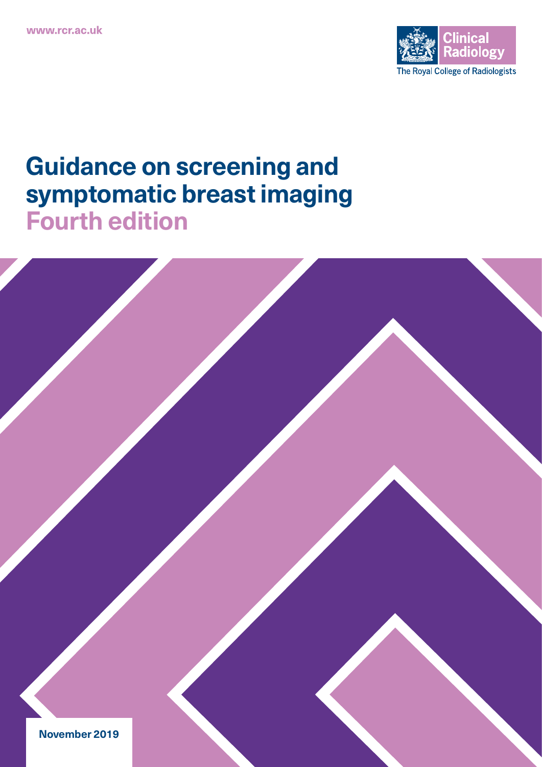www.rcr.ac.uk

Clinical Radiology

The Royal College of Radiologists

# Guidance on screening and symptomatic breast imaging

## Fourth edition

November 2019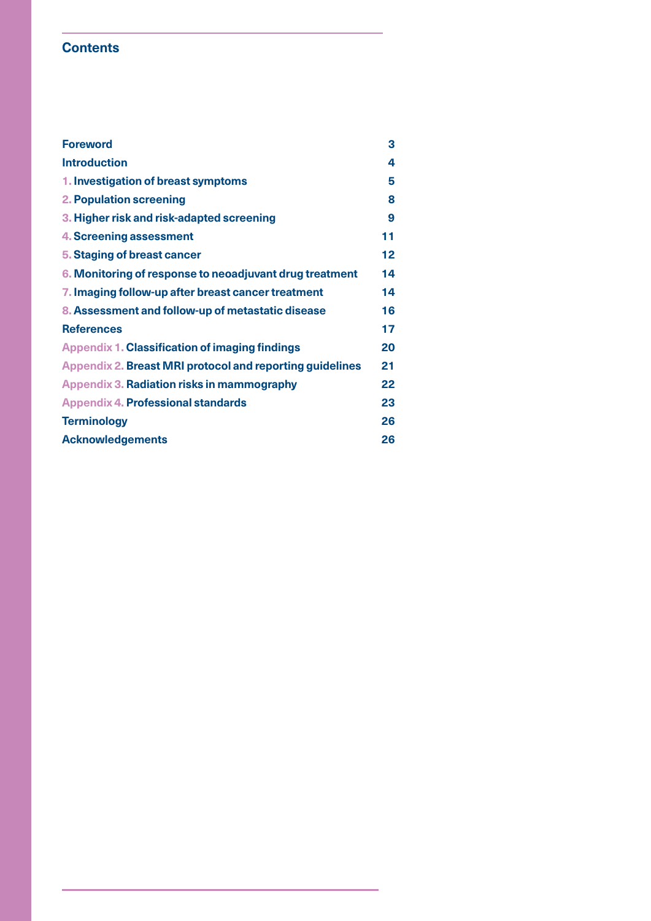## Contents

| | |
|---|---|
| **Foreword** | 3 |
| **Introduction** | 4 |
| **1. Investigation of breast symptoms** | 5 |
| **2. Population screening** | 8 |
| **3. Higher risk and risk-adapted screening** | 9 |
| **4. Screening assessment** | 11 |
| **5. Staging of breast cancer** | 12 |
| **6. Monitoring of response to neoadjuvant drug treatment** | 14 |
| **7. Imaging follow-up after breast cancer treatment** | 14 |
| **8. Assessment and follow-up of metastatic disease** | 16 |
| **References** | 17 |
| **Appendix 1. Classification of imaging findings** | 20 |
| **Appendix 2. Breast MRI protocol and reporting guidelines** | 21 |
| **Appendix 3. Radiation risks in mammography** | 22 |
| **Appendix 4. Professional standards** | 23 |
| **Terminology** | 26 |
| **Acknowledgements** | 26 |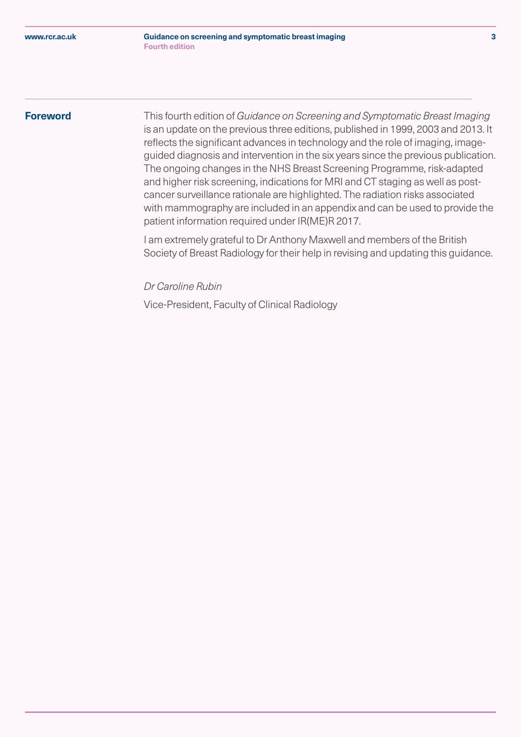## Foreword

This fourth edition of *Guidance on Screening and Symptomatic Breast Imaging* is an update on the previous three editions, published in 1999, 2003 and 2013. It reflects the significant advances in technology and the role of imaging, image-guided diagnosis and intervention in the six years since the previous publication. The ongoing changes in the NHS Breast Screening Programme, risk-adapted and higher risk screening, indications for MRI and CT staging as well as post-cancer surveillance rationale are highlighted. The radiation risks associated with mammography are included in an appendix and can be used to provide the patient information required under IR(ME)R 2017.

I am extremely grateful to Dr Anthony Maxwell and members of the British Society of Breast Radiology for their help in revising and updating this guidance.

*Dr Caroline Rubin*

Vice-President, Faculty of Clinical Radiology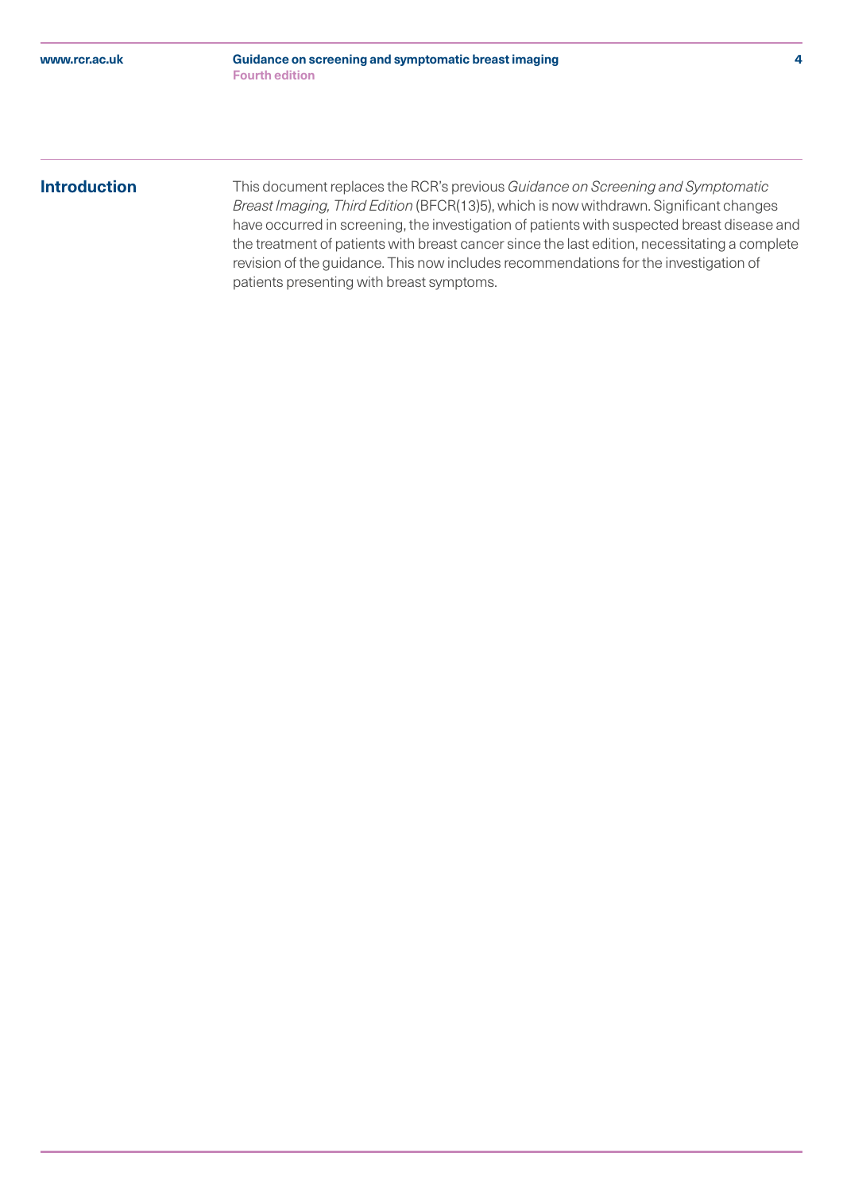## Introduction

This document replaces the RCR's previous *Guidance on Screening and Symptomatic Breast Imaging, Third Edition* (BFCR(13)5), which is now withdrawn. Significant changes have occurred in screening, the investigation of patients with suspected breast disease and the treatment of patients with breast cancer since the last edition, necessitating a complete revision of the guidance. This now includes recommendations for the investigation of patients presenting with breast symptoms.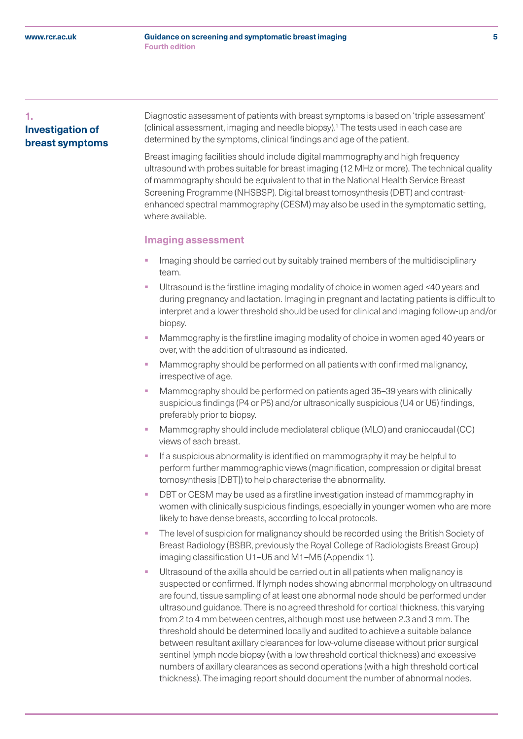## 1. Investigation of breast symptoms

Diagnostic assessment of patients with breast symptoms is based on 'triple assessment' (clinical assessment, imaging and needle biopsy).[1] The tests used in each case are determined by the symptoms, clinical findings and age of the patient.

Breast imaging facilities should include digital mammography and high frequency ultrasound with probes suitable for breast imaging (12 MHz or more). The technical quality of mammography should be equivalent to that in the National Health Service Breast Screening Programme (NHSBSP). Digital breast tomosynthesis (DBT) and contrast-enhanced spectral mammography (CESM) may also be used in the symptomatic setting, where available.

### Imaging assessment

- Imaging should be carried out by suitably trained members of the multidisciplinary team.
- Ultrasound is the firstline imaging modality of choice in women aged <40 years and during pregnancy and lactation. Imaging in pregnant and lactating patients is difficult to interpret and a lower threshold should be used for clinical and imaging follow-up and/or biopsy.
- Mammography is the firstline imaging modality of choice in women aged 40 years or over, with the addition of ultrasound as indicated.
- Mammography should be performed on all patients with confirmed malignancy, irrespective of age.
- Mammography should be performed on patients aged 35–39 years with clinically suspicious findings (P4 or P5) and/or ultrasonically suspicious (U4 or U5) findings, preferably prior to biopsy.
- Mammography should include mediolateral oblique (MLO) and craniocaudal (CC) views of each breast.
- If a suspicious abnormality is identified on mammography it may be helpful to perform further mammographic views (magnification, compression or digital breast tomosynthesis [DBT]) to help characterise the abnormality.
- DBT or CESM may be used as a firstline investigation instead of mammography in women with clinically suspicious findings, especially in younger women who are more likely to have dense breasts, according to local protocols.
- The level of suspicion for malignancy should be recorded using the British Society of Breast Radiology (BSBR, previously the Royal College of Radiologists Breast Group) imaging classification U1–U5 and M1–M5 (Appendix 1).
- Ultrasound of the axilla should be carried out in all patients when malignancy is suspected or confirmed. If lymph nodes showing abnormal morphology on ultrasound are found, tissue sampling of at least one abnormal node should be performed under ultrasound guidance. There is no agreed threshold for cortical thickness, this varying from 2 to 4 mm between centres, although most use between 2.3 and 3 mm. The threshold should be determined locally and audited to achieve a suitable balance between resultant axillary clearances for low-volume disease without prior surgical sentinel lymph node biopsy (with a low threshold cortical thickness) and excessive numbers of axillary clearances as second operations (with a high threshold cortical thickness). The imaging report should document the number of abnormal nodes.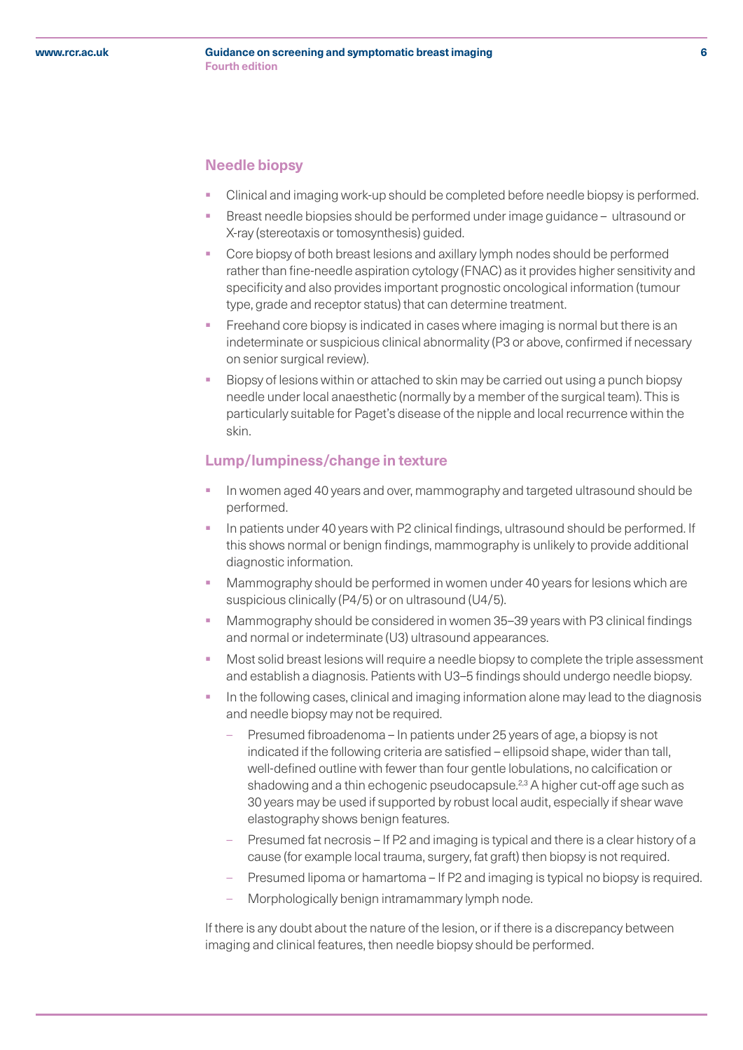## Needle biopsy

- Clinical and imaging work-up should be completed before needle biopsy is performed.
- Breast needle biopsies should be performed under image guidance – ultrasound or X-ray (stereotaxis or tomosynthesis) guided.
- Core biopsy of both breast lesions and axillary lymph nodes should be performed rather than fine-needle aspiration cytology (FNAC) as it provides higher sensitivity and specificity and also provides important prognostic oncological information (tumour type, grade and receptor status) that can determine treatment.
- Freehand core biopsy is indicated in cases where imaging is normal but there is an indeterminate or suspicious clinical abnormality (P3 or above, confirmed if necessary on senior surgical review).
- Biopsy of lesions within or attached to skin may be carried out using a punch biopsy needle under local anaesthetic (normally by a member of the surgical team). This is particularly suitable for Paget's disease of the nipple and local recurrence within the skin.

## Lump/lumpiness/change in texture

- In women aged 40 years and over, mammography and targeted ultrasound should be performed.
- In patients under 40 years with P2 clinical findings, ultrasound should be performed. If this shows normal or benign findings, mammography is unlikely to provide additional diagnostic information.
- Mammography should be performed in women under 40 years for lesions which are suspicious clinically (P4/5) or on ultrasound (U4/5).
- Mammography should be considered in women 35–39 years with P3 clinical findings and normal or indeterminate (U3) ultrasound appearances.
- Most solid breast lesions will require a needle biopsy to complete the triple assessment and establish a diagnosis. Patients with U3–5 findings should undergo needle biopsy.
- In the following cases, clinical and imaging information alone may lead to the diagnosis and needle biopsy may not be required.
  - Presumed fibroadenoma – In patients under 25 years of age, a biopsy is not indicated if the following criteria are satisfied – ellipsoid shape, wider than tall, well-defined outline with fewer than four gentle lobulations, no calcification or shadowing and a thin echogenic pseudocapsule.[2,3] A higher cut-off age such as 30 years may be used if supported by robust local audit, especially if shear wave elastography shows benign features.
  - Presumed fat necrosis – If P2 and imaging is typical and there is a clear history of a cause (for example local trauma, surgery, fat graft) then biopsy is not required.
  - Presumed lipoma or hamartoma – If P2 and imaging is typical no biopsy is required.
  - Morphologically benign intramammary lymph node.

If there is any doubt about the nature of the lesion, or if there is a discrepancy between imaging and clinical features, then needle biopsy should be performed.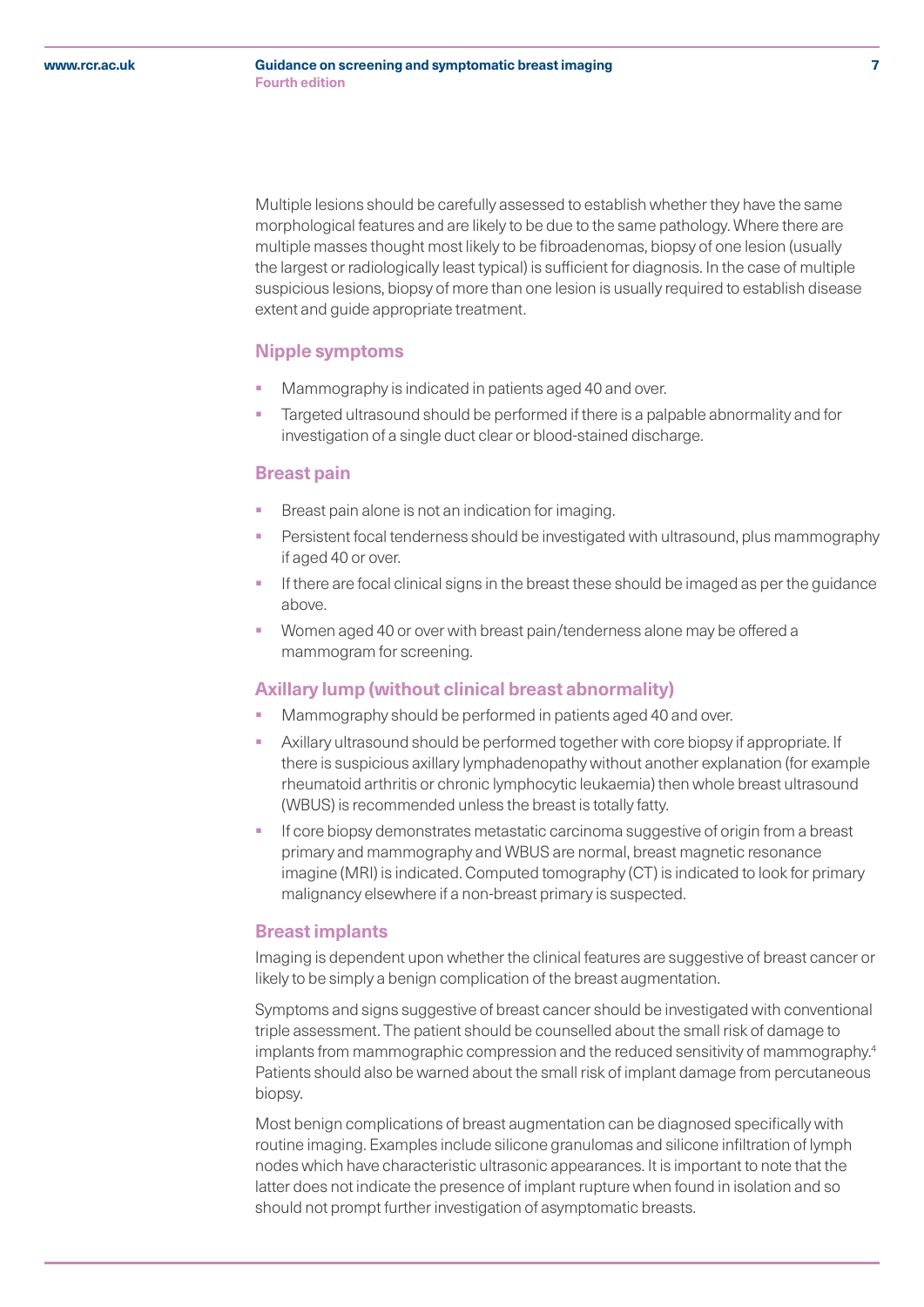Multiple lesions should be carefully assessed to establish whether they have the same morphological features and are likely to be due to the same pathology. Where there are multiple masses thought most likely to be fibroadenomas, biopsy of one lesion (usually the largest or radiologically least typical) is sufficient for diagnosis. In the case of multiple suspicious lesions, biopsy of more than one lesion is usually required to establish disease extent and guide appropriate treatment.

### Nipple symptoms

- Mammography is indicated in patients aged 40 and over.
- Targeted ultrasound should be performed if there is a palpable abnormality and for investigation of a single duct clear or blood-stained discharge.

### Breast pain

- Breast pain alone is not an indication for imaging.
- Persistent focal tenderness should be investigated with ultrasound, plus mammography if aged 40 or over.
- If there are focal clinical signs in the breast these should be imaged as per the guidance above.
- Women aged 40 or over with breast pain/tenderness alone may be offered a mammogram for screening.

### Axillary lump (without clinical breast abnormality)

- Mammography should be performed in patients aged 40 and over.
- Axillary ultrasound should be performed together with core biopsy if appropriate. If there is suspicious axillary lymphadenopathy without another explanation (for example rheumatoid arthritis or chronic lymphocytic leukaemia) then whole breast ultrasound (WBUS) is recommended unless the breast is totally fatty.
- If core biopsy demonstrates metastatic carcinoma suggestive of origin from a breast primary and mammography and WBUS are normal, breast magnetic resonance imagine (MRI) is indicated. Computed tomography (CT) is indicated to look for primary malignancy elsewhere if a non-breast primary is suspected.

### Breast implants

Imaging is dependent upon whether the clinical features are suggestive of breast cancer or likely to be simply a benign complication of the breast augmentation.

Symptoms and signs suggestive of breast cancer should be investigated with conventional triple assessment. The patient should be counselled about the small risk of damage to implants from mammographic compression and the reduced sensitivity of mammography.[4] Patients should also be warned about the small risk of implant damage from percutaneous biopsy.

Most benign complications of breast augmentation can be diagnosed specifically with routine imaging. Examples include silicone granulomas and silicone infiltration of lymph nodes which have characteristic ultrasonic appearances. It is important to note that the latter does not indicate the presence of implant rupture when found in isolation and so should not prompt further investigation of asymptomatic breasts.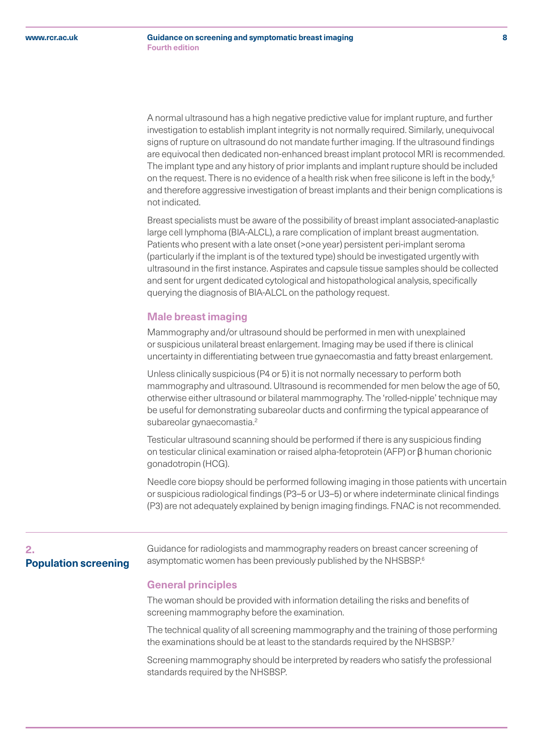A normal ultrasound has a high negative predictive value for implant rupture, and further investigation to establish implant integrity is not normally required. Similarly, unequivocal signs of rupture on ultrasound do not mandate further imaging. If the ultrasound findings are equivocal then dedicated non-enhanced breast implant protocol MRI is recommended. The implant type and any history of prior implants and implant rupture should be included on the request. There is no evidence of a health risk when free silicone is left in the body,[5] and therefore aggressive investigation of breast implants and their benign complications is not indicated.

Breast specialists must be aware of the possibility of breast implant associated-anaplastic large cell lymphoma (BIA-ALCL), a rare complication of implant breast augmentation. Patients who present with a late onset (>one year) persistent peri-implant seroma (particularly if the implant is of the textured type) should be investigated urgently with ultrasound in the first instance. Aspirates and capsule tissue samples should be collected and sent for urgent dedicated cytological and histopathological analysis, specifically querying the diagnosis of BIA-ALCL on the pathology request.

### Male breast imaging

Mammography and/or ultrasound should be performed in men with unexplained or suspicious unilateral breast enlargement. Imaging may be used if there is clinical uncertainty in differentiating between true gynaecomastia and fatty breast enlargement.

Unless clinically suspicious (P4 or 5) it is not normally necessary to perform both mammography and ultrasound. Ultrasound is recommended for men below the age of 50, otherwise either ultrasound or bilateral mammography. The 'rolled-nipple' technique may be useful for demonstrating subareolar ducts and confirming the typical appearance of subareolar gynaecomastia.[2]

Testicular ultrasound scanning should be performed if there is any suspicious finding on testicular clinical examination or raised alpha-fetoprotein (AFP) or β human chorionic gonadotropin (HCG).

Needle core biopsy should be performed following imaging in those patients with uncertain or suspicious radiological findings (P3–5 or U3–5) or where indeterminate clinical findings (P3) are not adequately explained by benign imaging findings. FNAC is not recommended.

## 2. Population screening

Guidance for radiologists and mammography readers on breast cancer screening of asymptomatic women has been previously published by the NHSBSP.[6]

### General principles

The woman should be provided with information detailing the risks and benefits of screening mammography before the examination.

The technical quality of all screening mammography and the training of those performing the examinations should be at least to the standards required by the NHSBSP.[7]

Screening mammography should be interpreted by readers who satisfy the professional standards required by the NHSBSP.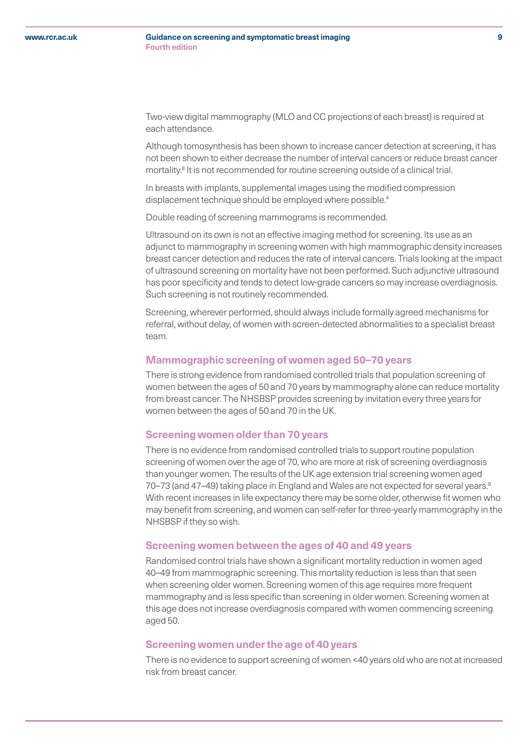Two-view digital mammography (MLO and CC projections of each breast) is required at each attendance.

Although tomosynthesis has been shown to increase cancer detection at screening, it has not been shown to either decrease the number of interval cancers or reduce breast cancer mortality.[8] It is not recommended for routine screening outside of a clinical trial.

In breasts with implants, supplemental images using the modified compression displacement technique should be employed where possible.[4]

Double reading of screening mammograms is recommended.

Ultrasound on its own is not an effective imaging method for screening. Its use as an adjunct to mammography in screening women with high mammographic density increases breast cancer detection and reduces the rate of interval cancers. Trials looking at the impact of ultrasound screening on mortality have not been performed. Such adjunctive ultrasound has poor specificity and tends to detect low-grade cancers so may increase overdiagnosis. Such screening is not routinely recommended.

Screening, wherever performed, should always include formally agreed mechanisms for referral, without delay, of women with screen-detected abnormalities to a specialist breast team.

### Mammographic screening of women aged 50–70 years

There is strong evidence from randomised controlled trials that population screening of women between the ages of 50 and 70 years by mammography alone can reduce mortality from breast cancer. The NHSBSP provides screening by invitation every three years for women between the ages of 50 and 70 in the UK.

### Screening women older than 70 years

There is no evidence from randomised controlled trials to support routine population screening of women over the age of 70, who are more at risk of screening overdiagnosis than younger women. The results of the UK age extension trial screening women aged 70–73 (and 47–49) taking place in England and Wales are not expected for several years.[9] With recent increases in life expectancy there may be some older, otherwise fit women who may benefit from screening, and women can self-refer for three-yearly mammography in the NHSBSP if they so wish.

### Screening women between the ages of 40 and 49 years

Randomised control trials have shown a significant mortality reduction in women aged 40–49 from mammographic screening. This mortality reduction is less than that seen when screening older women. Screening women of this age requires more frequent mammography and is less specific than screening in older women. Screening women at this age does not increase overdiagnosis compared with women commencing screening aged 50.

### Screening women under the age of 40 years

There is no evidence to support screening of women <40 years old who are not at increased risk from breast cancer.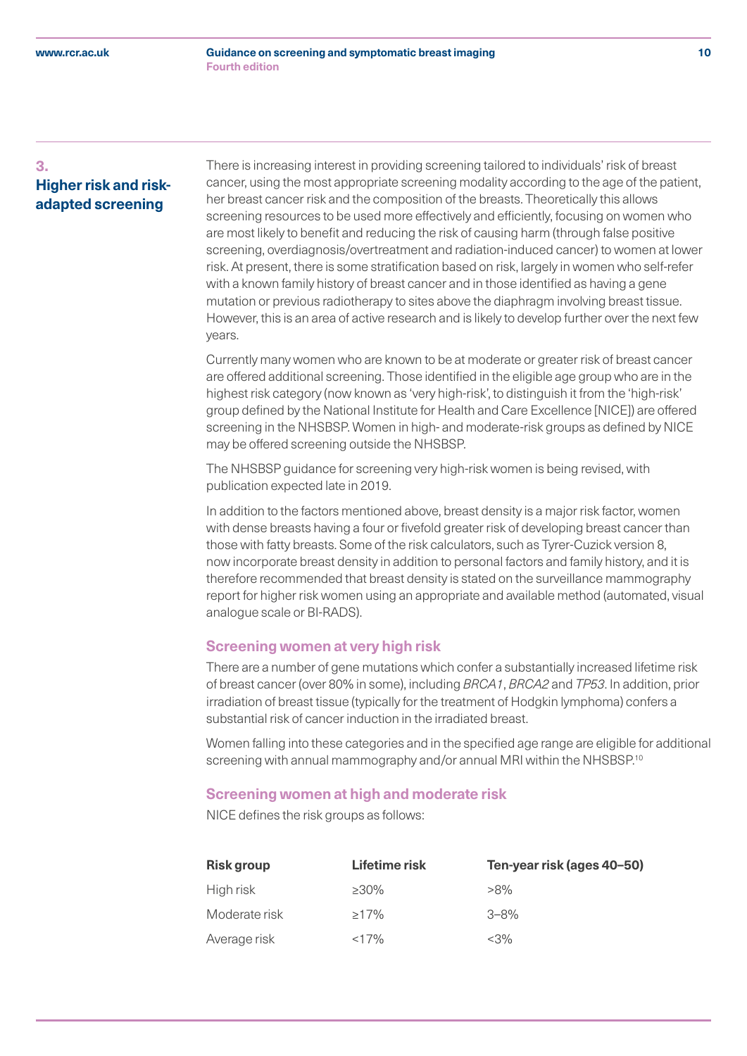## 3. Higher risk and risk-adapted screening

There is increasing interest in providing screening tailored to individuals' risk of breast cancer, using the most appropriate screening modality according to the age of the patient, her breast cancer risk and the composition of the breasts. Theoretically this allows screening resources to be used more effectively and efficiently, focusing on women who are most likely to benefit and reducing the risk of causing harm (through false positive screening, overdiagnosis/overtreatment and radiation-induced cancer) to women at lower risk. At present, there is some stratification based on risk, largely in women who self-refer with a known family history of breast cancer and in those identified as having a gene mutation or previous radiotherapy to sites above the diaphragm involving breast tissue. However, this is an area of active research and is likely to develop further over the next few years.

Currently many women who are known to be at moderate or greater risk of breast cancer are offered additional screening. Those identified in the eligible age group who are in the highest risk category (now known as 'very high-risk', to distinguish it from the 'high-risk' group defined by the National Institute for Health and Care Excellence [NICE]) are offered screening in the NHSBSP. Women in high- and moderate-risk groups as defined by NICE may be offered screening outside the NHSBSP.

The NHSBSP guidance for screening very high-risk women is being revised, with publication expected late in 2019.

In addition to the factors mentioned above, breast density is a major risk factor, women with dense breasts having a four or fivefold greater risk of developing breast cancer than those with fatty breasts. Some of the risk calculators, such as Tyrer-Cuzick version 8, now incorporate breast density in addition to personal factors and family history, and it is therefore recommended that breast density is stated on the surveillance mammography report for higher risk women using an appropriate and available method (automated, visual analogue scale or BI-RADS).

### Screening women at very high risk

There are a number of gene mutations which confer a substantially increased lifetime risk of breast cancer (over 80% in some), including *BRCA1*, *BRCA2* and *TP53*. In addition, prior irradiation of breast tissue (typically for the treatment of Hodgkin lymphoma) confers a substantial risk of cancer induction in the irradiated breast.

Women falling into these categories and in the specified age range are eligible for additional screening with annual mammography and/or annual MRI within the NHSBSP.[10]

### Screening women at high and moderate risk

NICE defines the risk groups as follows:

| Risk group | Lifetime risk | Ten-year risk (ages 40–50) |
|---|---|---|
| High risk | ≥30% | >8% |
| Moderate risk | ≥17% | 3–8% |
| Average risk | <17% | <3% |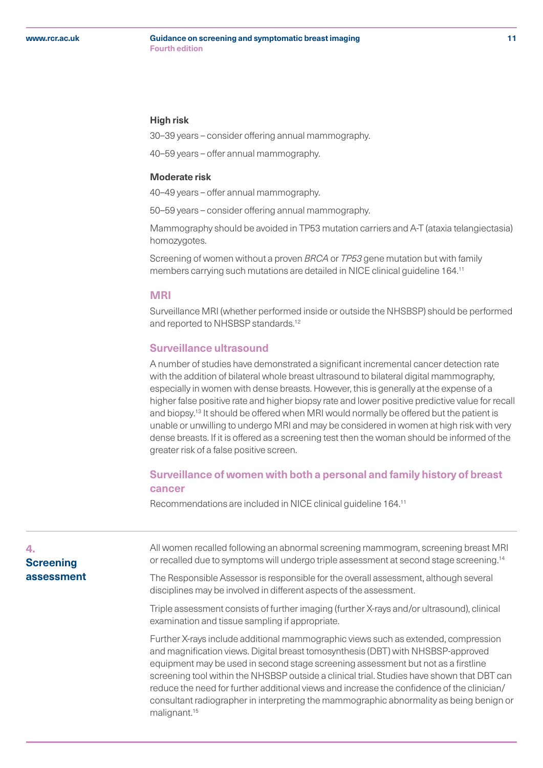**High risk**

30–39 years – consider offering annual mammography.

40–59 years – offer annual mammography.

**Moderate risk**

40–49 years – offer annual mammography.

50–59 years – consider offering annual mammography.

Mammography should be avoided in TP53 mutation carriers and A-T (ataxia telangiectasia) homozygotes.

Screening of women without a proven *BRCA* or *TP53* gene mutation but with family members carrying such mutations are detailed in NICE clinical guideline 164.[11]

### MRI

Surveillance MRI (whether performed inside or outside the NHSBSP) should be performed and reported to NHSBSP standards.[12]

### Surveillance ultrasound

A number of studies have demonstrated a significant incremental cancer detection rate with the addition of bilateral whole breast ultrasound to bilateral digital mammography, especially in women with dense breasts. However, this is generally at the expense of a higher false positive rate and higher biopsy rate and lower positive predictive value for recall and biopsy.[13] It should be offered when MRI would normally be offered but the patient is unable or unwilling to undergo MRI and may be considered in women at high risk with very dense breasts. If it is offered as a screening test then the woman should be informed of the greater risk of a false positive screen.

### Surveillance of women with both a personal and family history of breast cancer

Recommendations are included in NICE clinical guideline 164.[11]

## 4. Screening assessment

All women recalled following an abnormal screening mammogram, screening breast MRI or recalled due to symptoms will undergo triple assessment at second stage screening.[14]

The Responsible Assessor is responsible for the overall assessment, although several disciplines may be involved in different aspects of the assessment.

Triple assessment consists of further imaging (further X-rays and/or ultrasound), clinical examination and tissue sampling if appropriate.

Further X-rays include additional mammographic views such as extended, compression and magnification views. Digital breast tomosynthesis (DBT) with NHSBSP-approved equipment may be used in second stage screening assessment but not as a firstline screening tool within the NHSBSP outside a clinical trial. Studies have shown that DBT can reduce the need for further additional views and increase the confidence of the clinician/consultant radiographer in interpreting the mammographic abnormality as being benign or malignant.[15]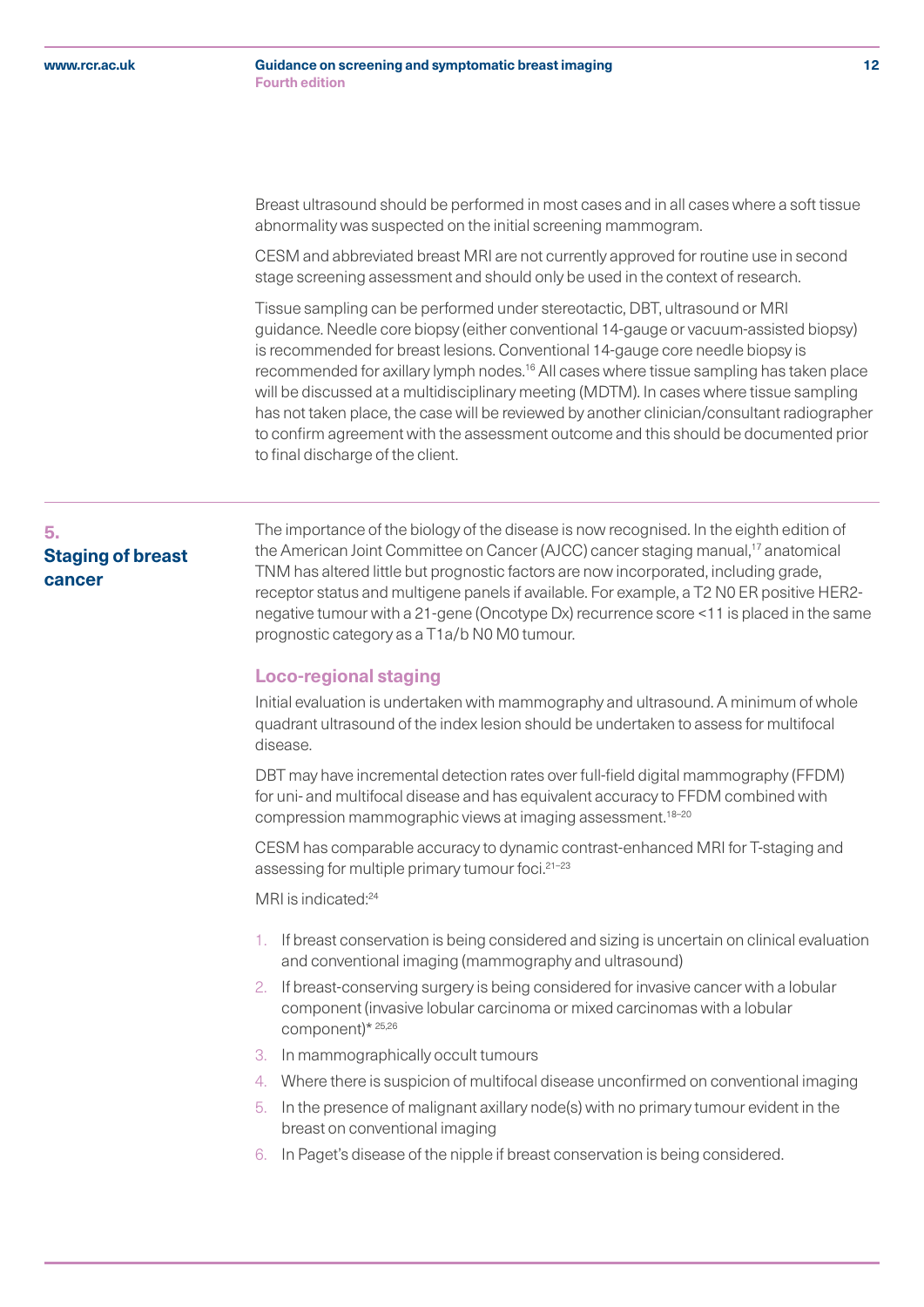Breast ultrasound should be performed in most cases and in all cases where a soft tissue abnormality was suspected on the initial screening mammogram.

CESM and abbreviated breast MRI are not currently approved for routine use in second stage screening assessment and should only be used in the context of research.

Tissue sampling can be performed under stereotactic, DBT, ultrasound or MRI guidance. Needle core biopsy (either conventional 14-gauge or vacuum-assisted biopsy) is recommended for breast lesions. Conventional 14-gauge core needle biopsy is recommended for axillary lymph nodes.[16] All cases where tissue sampling has taken place will be discussed at a multidisciplinary meeting (MDTM). In cases where tissue sampling has not taken place, the case will be reviewed by another clinician/consultant radiographer to confirm agreement with the assessment outcome and this should be documented prior to final discharge of the client.

## 5. Staging of breast cancer

The importance of the biology of the disease is now recognised. In the eighth edition of the American Joint Committee on Cancer (AJCC) cancer staging manual,[17] anatomical TNM has altered little but prognostic factors are now incorporated, including grade, receptor status and multigene panels if available. For example, a T2 N0 ER positive HER2-negative tumour with a 21-gene (Oncotype Dx) recurrence score <11 is placed in the same prognostic category as a T1a/b N0 M0 tumour.

### Loco-regional staging

Initial evaluation is undertaken with mammography and ultrasound. A minimum of whole quadrant ultrasound of the index lesion should be undertaken to assess for multifocal disease.

DBT may have incremental detection rates over full-field digital mammography (FFDM) for uni- and multifocal disease and has equivalent accuracy to FFDM combined with compression mammographic views at imaging assessment.[18–20]

CESM has comparable accuracy to dynamic contrast-enhanced MRI for T-staging and assessing for multiple primary tumour foci.[21–23]

MRI is indicated:[24]

1. If breast conservation is being considered and sizing is uncertain on clinical evaluation and conventional imaging (mammography and ultrasound)
2. If breast-conserving surgery is being considered for invasive cancer with a lobular component (invasive lobular carcinoma or mixed carcinomas with a lobular component)*[25,26]
3. In mammographically occult tumours
4. Where there is suspicion of multifocal disease unconfirmed on conventional imaging
5. In the presence of malignant axillary node(s) with no primary tumour evident in the breast on conventional imaging
6. In Paget's disease of the nipple if breast conservation is being considered.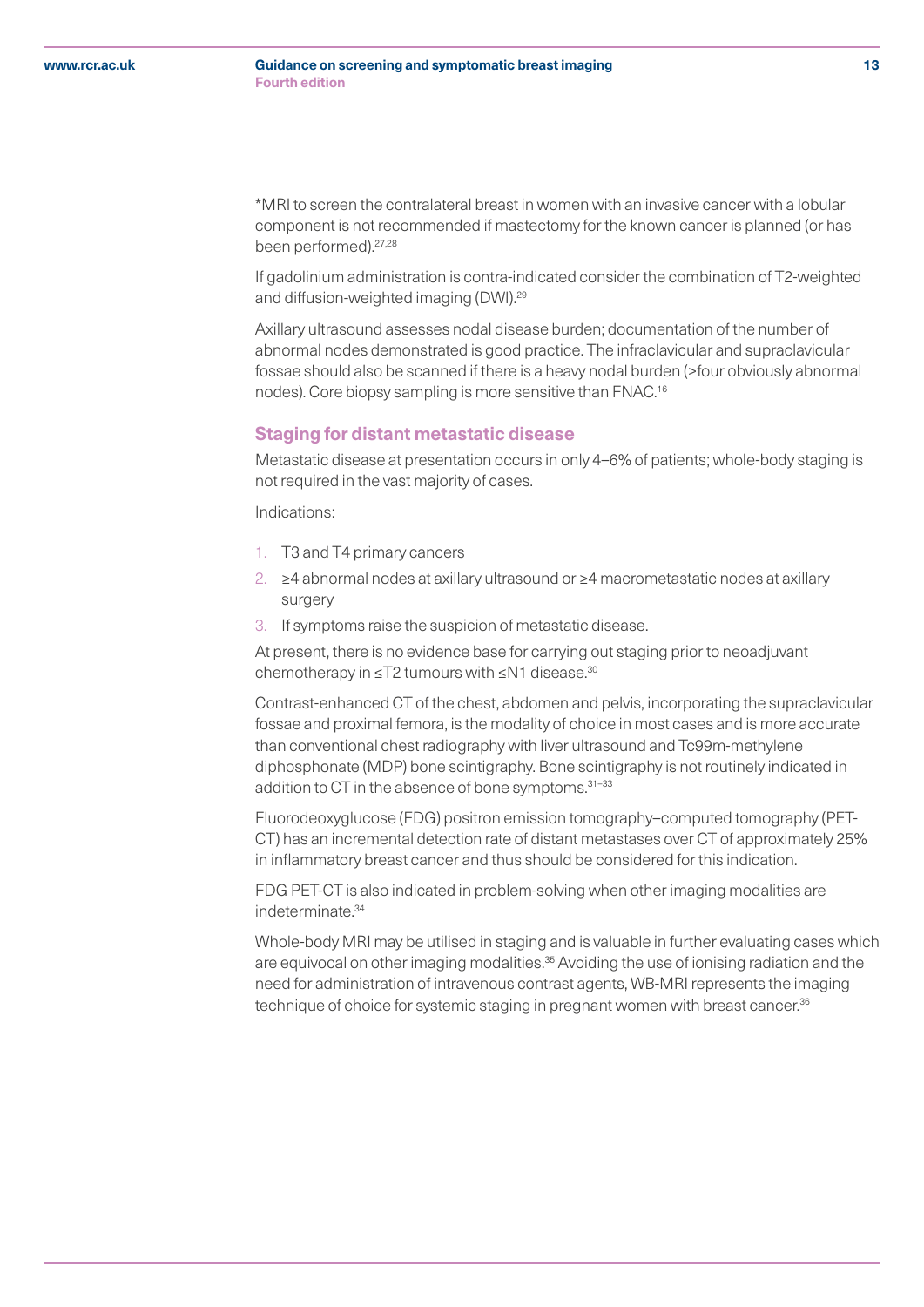*MRI to screen the contralateral breast in women with an invasive cancer with a lobular component is not recommended if mastectomy for the known cancer is planned (or has been performed).[27,28]

If gadolinium administration is contra-indicated consider the combination of T2-weighted and diffusion-weighted imaging (DWI).[29]

Axillary ultrasound assesses nodal disease burden; documentation of the number of abnormal nodes demonstrated is good practice. The infraclavicular and supraclavicular fossae should also be scanned if there is a heavy nodal burden (>four obviously abnormal nodes). Core biopsy sampling is more sensitive than FNAC.[16]

## Staging for distant metastatic disease

Metastatic disease at presentation occurs in only 4–6% of patients; whole-body staging is not required in the vast majority of cases.

Indications:

1. T3 and T4 primary cancers
2. ≥4 abnormal nodes at axillary ultrasound or ≥4 macrometastatic nodes at axillary surgery
3. If symptoms raise the suspicion of metastatic disease.

At present, there is no evidence base for carrying out staging prior to neoadjuvant chemotherapy in ≤T2 tumours with ≤N1 disease.[30]

Contrast-enhanced CT of the chest, abdomen and pelvis, incorporating the supraclavicular fossae and proximal femora, is the modality of choice in most cases and is more accurate than conventional chest radiography with liver ultrasound and Tc99m-methylene diphosphonate (MDP) bone scintigraphy. Bone scintigraphy is not routinely indicated in addition to CT in the absence of bone symptoms.[31–33]

Fluorodeoxyglucose (FDG) positron emission tomography–computed tomography (PET-CT) has an incremental detection rate of distant metastases over CT of approximately 25% in inflammatory breast cancer and thus should be considered for this indication.

FDG PET-CT is also indicated in problem-solving when other imaging modalities are indeterminate.[34]

Whole-body MRI may be utilised in staging and is valuable in further evaluating cases which are equivocal on other imaging modalities.[35] Avoiding the use of ionising radiation and the need for administration of intravenous contrast agents, WB-MRI represents the imaging technique of choice for systemic staging in pregnant women with breast cancer.[36]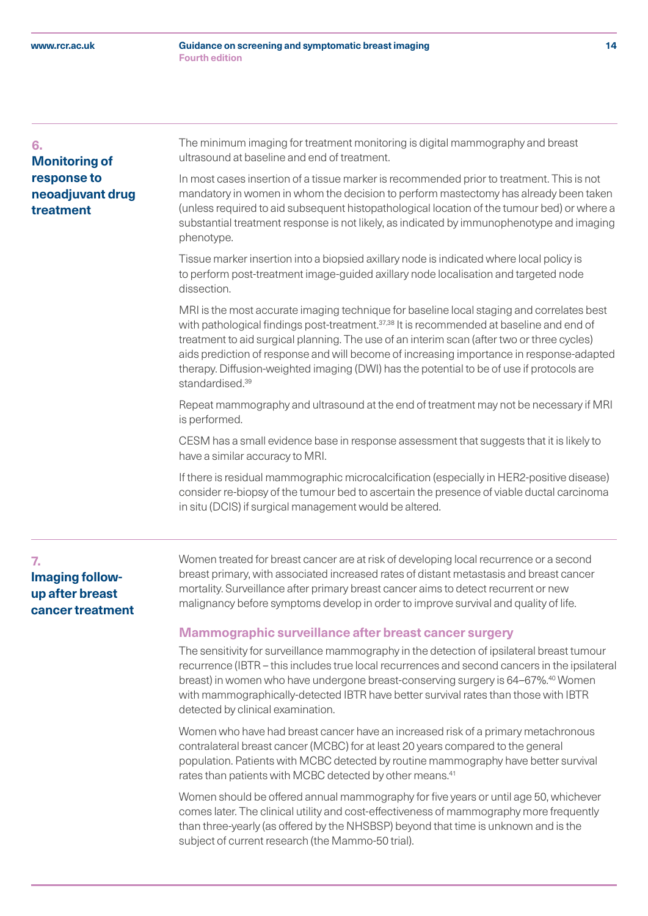## 6. Monitoring of response to neoadjuvant drug treatment

The minimum imaging for treatment monitoring is digital mammography and breast ultrasound at baseline and end of treatment.

In most cases insertion of a tissue marker is recommended prior to treatment. This is not mandatory in women in whom the decision to perform mastectomy has already been taken (unless required to aid subsequent histopathological location of the tumour bed) or where a substantial treatment response is not likely, as indicated by immunophenotype and imaging phenotype.

Tissue marker insertion into a biopsied axillary node is indicated where local policy is to perform post-treatment image-guided axillary node localisation and targeted node dissection.

MRI is the most accurate imaging technique for baseline local staging and correlates best with pathological findings post-treatment.[37,38] It is recommended at baseline and end of treatment to aid surgical planning. The use of an interim scan (after two or three cycles) aids prediction of response and will become of increasing importance in response-adapted therapy. Diffusion-weighted imaging (DWI) has the potential to be of use if protocols are standardised.[39]

Repeat mammography and ultrasound at the end of treatment may not be necessary if MRI is performed.

CESM has a small evidence base in response assessment that suggests that it is likely to have a similar accuracy to MRI.

If there is residual mammographic microcalcification (especially in HER2-positive disease) consider re-biopsy of the tumour bed to ascertain the presence of viable ductal carcinoma in situ (DCIS) if surgical management would be altered.

## 7. Imaging follow-up after breast cancer treatment

Women treated for breast cancer are at risk of developing local recurrence or a second breast primary, with associated increased rates of distant metastasis and breast cancer mortality. Surveillance after primary breast cancer aims to detect recurrent or new malignancy before symptoms develop in order to improve survival and quality of life.

### Mammographic surveillance after breast cancer surgery

The sensitivity for surveillance mammography in the detection of ipsilateral breast tumour recurrence (IBTR – this includes true local recurrences and second cancers in the ipsilateral breast) in women who have undergone breast-conserving surgery is 64–67%.[40] Women with mammographically-detected IBTR have better survival rates than those with IBTR detected by clinical examination.

Women who have had breast cancer have an increased risk of a primary metachronous contralateral breast cancer (MCBC) for at least 20 years compared to the general population. Patients with MCBC detected by routine mammography have better survival rates than patients with MCBC detected by other means.[41]

Women should be offered annual mammography for five years or until age 50, whichever comes later. The clinical utility and cost-effectiveness of mammography more frequently than three-yearly (as offered by the NHSBSP) beyond that time is unknown and is the subject of current research (the Mammo-50 trial).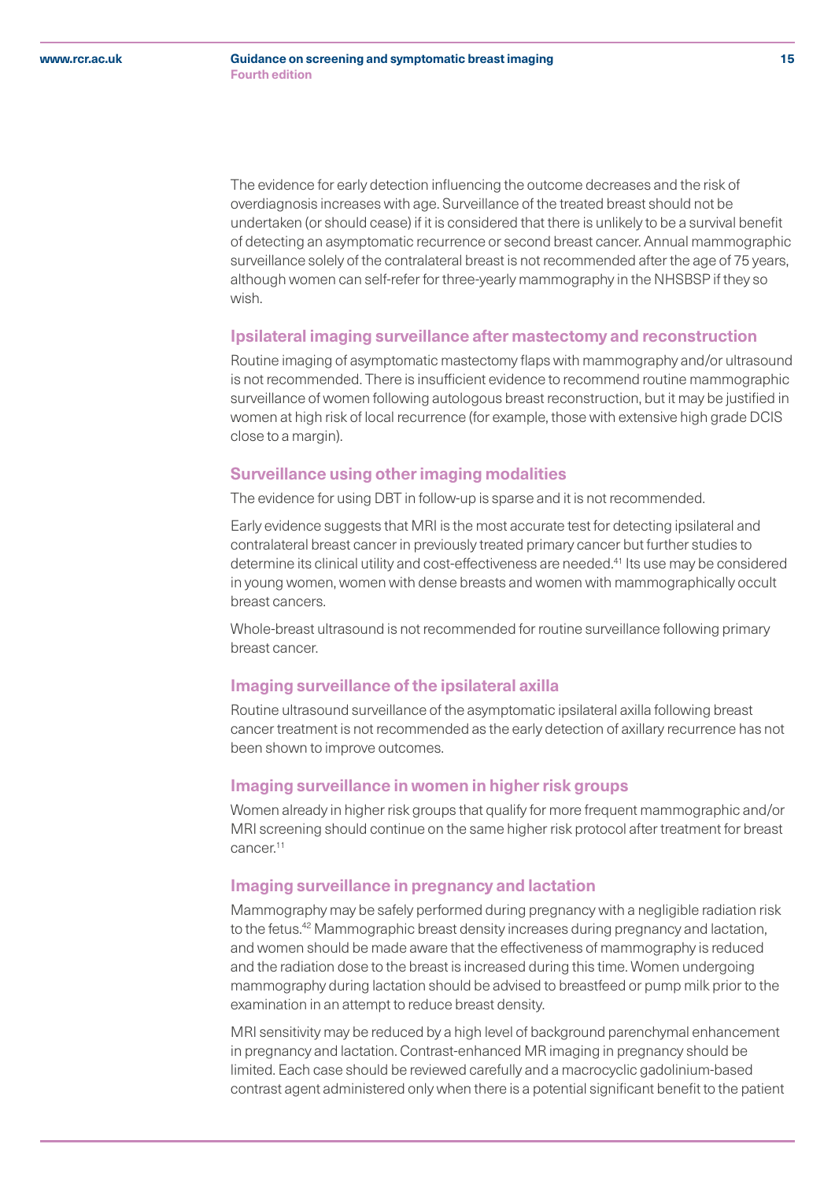The evidence for early detection influencing the outcome decreases and the risk of overdiagnosis increases with age. Surveillance of the treated breast should not be undertaken (or should cease) if it is considered that there is unlikely to be a survival benefit of detecting an asymptomatic recurrence or second breast cancer. Annual mammographic surveillance solely of the contralateral breast is not recommended after the age of 75 years, although women can self-refer for three-yearly mammography in the NHSBSP if they so wish.

### Ipsilateral imaging surveillance after mastectomy and reconstruction

Routine imaging of asymptomatic mastectomy flaps with mammography and/or ultrasound is not recommended. There is insufficient evidence to recommend routine mammographic surveillance of women following autologous breast reconstruction, but it may be justified in women at high risk of local recurrence (for example, those with extensive high grade DCIS close to a margin).

### Surveillance using other imaging modalities

The evidence for using DBT in follow-up is sparse and it is not recommended.

Early evidence suggests that MRI is the most accurate test for detecting ipsilateral and contralateral breast cancer in previously treated primary cancer but further studies to determine its clinical utility and cost-effectiveness are needed.[41] Its use may be considered in young women, women with dense breasts and women with mammographically occult breast cancers.

Whole-breast ultrasound is not recommended for routine surveillance following primary breast cancer.

### Imaging surveillance of the ipsilateral axilla

Routine ultrasound surveillance of the asymptomatic ipsilateral axilla following breast cancer treatment is not recommended as the early detection of axillary recurrence has not been shown to improve outcomes.

### Imaging surveillance in women in higher risk groups

Women already in higher risk groups that qualify for more frequent mammographic and/or MRI screening should continue on the same higher risk protocol after treatment for breast cancer.[11]

### Imaging surveillance in pregnancy and lactation

Mammography may be safely performed during pregnancy with a negligible radiation risk to the fetus.[42] Mammographic breast density increases during pregnancy and lactation, and women should be made aware that the effectiveness of mammography is reduced and the radiation dose to the breast is increased during this time. Women undergoing mammography during lactation should be advised to breastfeed or pump milk prior to the examination in an attempt to reduce breast density.

MRI sensitivity may be reduced by a high level of background parenchymal enhancement in pregnancy and lactation. Contrast-enhanced MR imaging in pregnancy should be limited. Each case should be reviewed carefully and a macrocyclic gadolinium-based contrast agent administered only when there is a potential significant benefit to the patient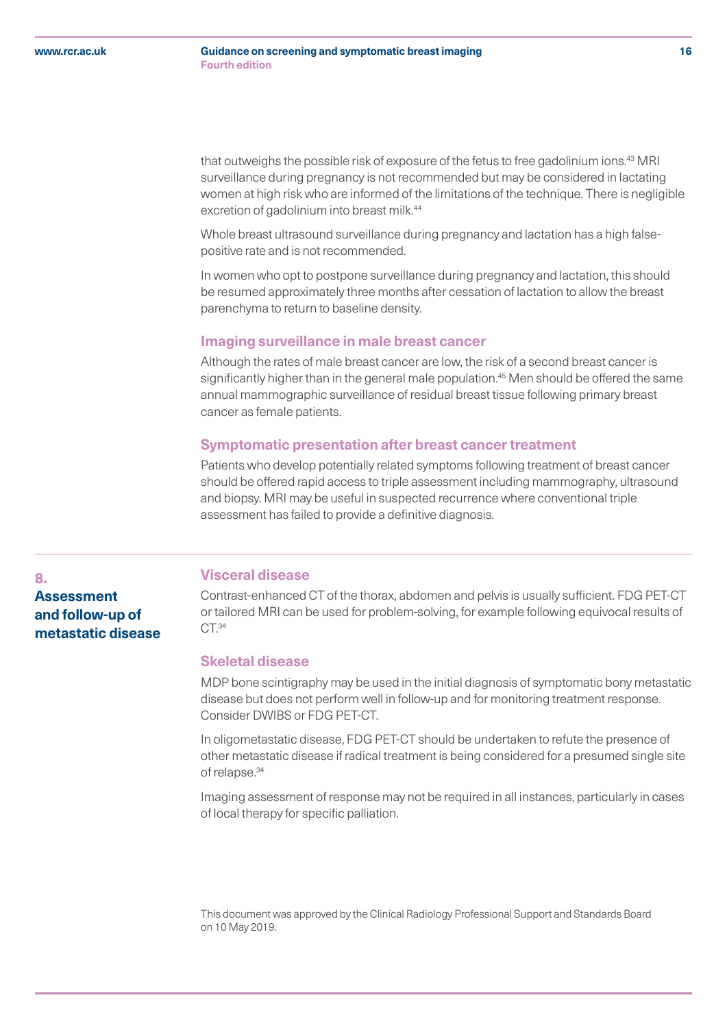that outweighs the possible risk of exposure of the fetus to free gadolinium ions.[43] MRI surveillance during pregnancy is not recommended but may be considered in lactating women at high risk who are informed of the limitations of the technique. There is negligible excretion of gadolinium into breast milk.[44]

Whole breast ultrasound surveillance during pregnancy and lactation has a high false-positive rate and is not recommended.

In women who opt to postpone surveillance during pregnancy and lactation, this should be resumed approximately three months after cessation of lactation to allow the breast parenchyma to return to baseline density.

### Imaging surveillance in male breast cancer

Although the rates of male breast cancer are low, the risk of a second breast cancer is significantly higher than in the general male population.[45] Men should be offered the same annual mammographic surveillance of residual breast tissue following primary breast cancer as female patients.

### Symptomatic presentation after breast cancer treatment

Patients who develop potentially related symptoms following treatment of breast cancer should be offered rapid access to triple assessment including mammography, ultrasound and biopsy. MRI may be useful in suspected recurrence where conventional triple assessment has failed to provide a definitive diagnosis.

## 8. Assessment and follow-up of metastatic disease

### Visceral disease

Contrast-enhanced CT of the thorax, abdomen and pelvis is usually sufficient. FDG PET-CT or tailored MRI can be used for problem-solving, for example following equivocal results of CT.[34]

### Skeletal disease

MDP bone scintigraphy may be used in the initial diagnosis of symptomatic bony metastatic disease but does not perform well in follow-up and for monitoring treatment response. Consider DWIBS or FDG PET-CT.

In oligometastatic disease, FDG PET-CT should be undertaken to refute the presence of other metastatic disease if radical treatment is being considered for a presumed single site of relapse.[34]

Imaging assessment of response may not be required in all instances, particularly in cases of local therapy for specific palliation.

This document was approved by the Clinical Radiology Professional Support and Standards Board on 10 May 2019.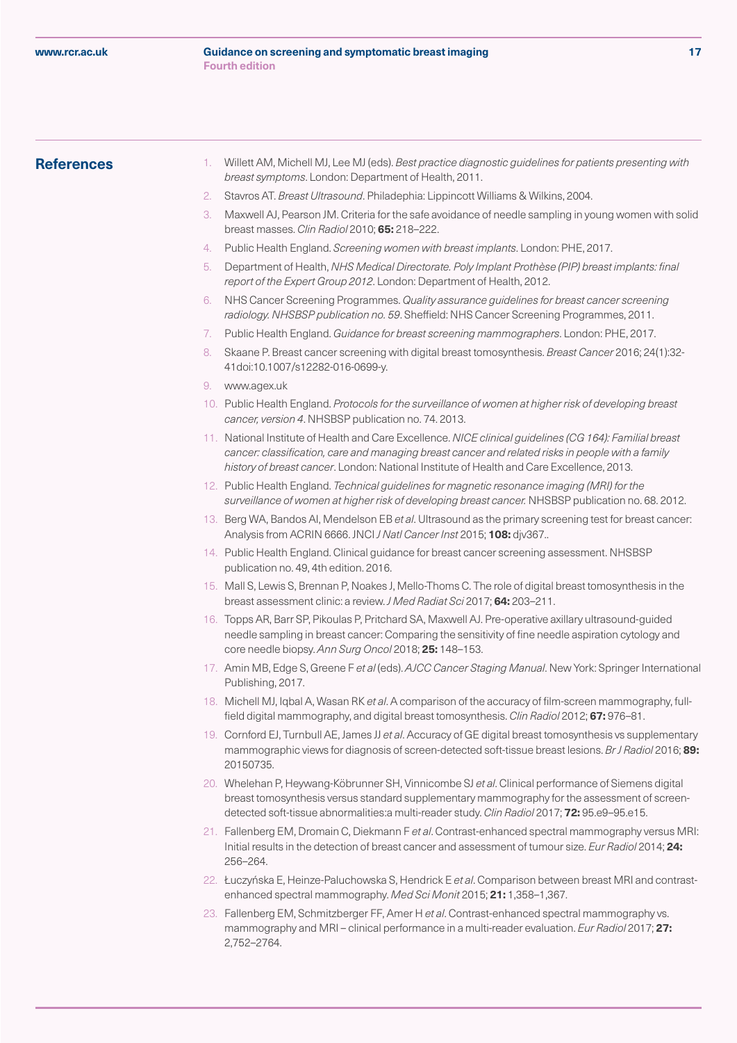## References

1. Willett AM, Michell MJ, Lee MJ (eds). *Best practice diagnostic guidelines for patients presenting with breast symptoms*. London: Department of Health, 2011.
2. Stavros AT. *Breast Ultrasound*. Philadephia: Lippincott Williams & Wilkins, 2004.
3. Maxwell AJ, Pearson JM. Criteria for the safe avoidance of needle sampling in young women with solid breast masses. *Clin Radiol* 2010; **65:** 218–222.
4. Public Health England. *Screening women with breast implants*. London: PHE, 2017.
5. Department of Health, *NHS Medical Directorate. Poly Implant Prothèse (PIP) breast implants: final report of the Expert Group 2012*. London: Department of Health, 2012.
6. NHS Cancer Screening Programmes. *Quality assurance guidelines for breast cancer screening radiology. NHSBSP publication no. 59*. Sheffield: NHS Cancer Screening Programmes, 2011.
7. Public Health England. *Guidance for breast screening mammographers*. London: PHE, 2017.
8. Skaane P. Breast cancer screening with digital breast tomosynthesis. *Breast Cancer* 2016; 24(1):32-41doi:10.1007/s12282-016-0699-y.
9. www.agex.uk
10. Public Health England. *Protocols for the surveillance of women at higher risk of developing breast cancer, version 4*. NHSBSP publication no. 74. 2013.
11. National Institute of Health and Care Excellence. *NICE clinical guidelines (CG 164): Familial breast cancer: classification, care and managing breast cancer and related risks in people with a family history of breast cancer*. London: National Institute of Health and Care Excellence, 2013.
12. Public Health England. *Technical guidelines for magnetic resonance imaging (MRI) for the surveillance of women at higher risk of developing breast cancer.* NHSBSP publication no. 68. 2012.
13. Berg WA, Bandos AI, Mendelson EB *et al*. Ultrasound as the primary screening test for breast cancer: Analysis from ACRIN 6666. JNCI *J Natl Cancer Inst* 2015; **108:** djv367..
14. Public Health England. Clinical guidance for breast cancer screening assessment. NHSBSP publication no. 49, 4th edition. 2016.
15. Mall S, Lewis S, Brennan P, Noakes J, Mello-Thoms C. The role of digital breast tomosynthesis in the breast assessment clinic: a review. *J Med Radiat Sci* 2017; **64:** 203–211.
16. Topps AR, Barr SP, Pikoulas P, Pritchard SA, Maxwell AJ. Pre-operative axillary ultrasound-guided needle sampling in breast cancer: Comparing the sensitivity of fine needle aspiration cytology and core needle biopsy. *Ann Surg Oncol* 2018; **25:** 148–153.
17. Amin MB, Edge S, Greene F *et al* (eds). *AJCC Cancer Staging Manual*. New York: Springer International Publishing, 2017.
18. Michell MJ, Iqbal A, Wasan RK *et al*. A comparison of the accuracy of film-screen mammography, full-field digital mammography, and digital breast tomosynthesis. *Clin Radiol* 2012; **67:** 976–81.
19. Cornford EJ, Turnbull AE, James JJ *et al*. Accuracy of GE digital breast tomosynthesis vs supplementary mammographic views for diagnosis of screen-detected soft-tissue breast lesions. *Br J Radiol* 2016; **89:** 20150735.
20. Whelehan P, Heywang-Köbrunner SH, Vinnicombe SJ *et al*. Clinical performance of Siemens digital breast tomosynthesis versus standard supplementary mammography for the assessment of screen-detected soft-tissue abnormalities:a multi-reader study. *Clin Radiol* 2017; **72:** 95.e9–95.e15.
21. Fallenberg EM, Dromain C, Diekmann F *et al*. Contrast-enhanced spectral mammography versus MRI: Initial results in the detection of breast cancer and assessment of tumour size. *Eur Radiol* 2014; **24:** 256–264.
22. Łuczyńska E, Heinze-Paluchowska S, Hendrick E *et al*. Comparison between breast MRI and contrast-enhanced spectral mammography. *Med Sci Monit* 2015; **21:** 1,358–1,367.
23. Fallenberg EM, Schmitzberger FF, Amer H *et al*. Contrast-enhanced spectral mammography vs. mammography and MRI – clinical performance in a multi-reader evaluation. *Eur Radiol* 2017; **27:** 2,752–2764.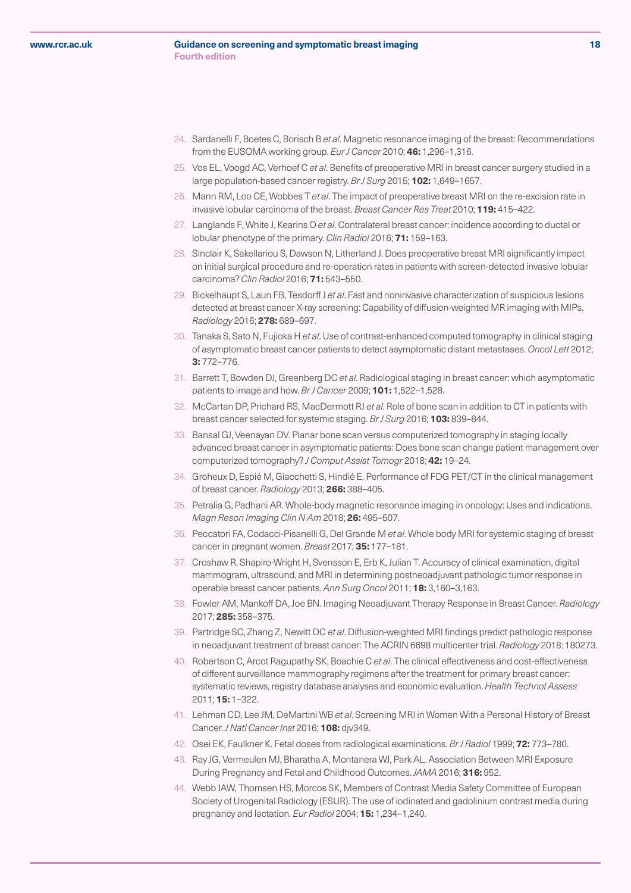24. Sardanelli F, Boetes C, Borisch B *et al*. Magnetic resonance imaging of the breast: Recommendations from the EUSOMA working group. *Eur J Cancer* 2010; **46:** 1,296–1,316.
25. Vos EL, Voogd AC, Verhoef C *et al*. Benefits of preoperative MRI in breast cancer surgery studied in a large population-based cancer registry. *Br J Surg* 2015; **102:** 1,649–1657.
26. Mann RM, Loo CE, Wobbes T *et al*. The impact of preoperative breast MRI on the re-excision rate in invasive lobular carcinoma of the breast. *Breast Cancer Res Treat* 2010; **119:** 415–422.
27. Langlands F, White J, Kearins O *et al*. Contralateral breast cancer: incidence according to ductal or lobular phenotype of the primary. *Clin Radiol* 2016; **71:** 159–163.
28. Sinclair K, Sakellariou S, Dawson N, Litherland J. Does preoperative breast MRI significantly impact on initial surgical procedure and re-operation rates in patients with screen-detected invasive lobular carcinoma? *Clin Radiol* 2016; **71:** 543–550.
29. Bickelhaupt S, Laun FB, Tesdorff J *et al*. Fast and noninvasive characterization of suspicious lesions detected at breast cancer X-ray screening: Capability of diffusion-weighted MR imaging with MIPs. *Radiology* 2016; **278:** 689–697.
30. Tanaka S, Sato N, Fujioka H *et al*. Use of contrast-enhanced computed tomography in clinical staging of asymptomatic breast cancer patients to detect asymptomatic distant metastases. *Oncol Lett* 2012; **3:** 772–776.
31. Barrett T, Bowden DJ, Greenberg DC *et al*. Radiological staging in breast cancer: which asymptomatic patients to image and how. *Br J Cancer* 2009; **101:** 1,522–1,528.
32. McCartan DP, Prichard RS, MacDermott RJ *et al*. Role of bone scan in addition to CT in patients with breast cancer selected for systemic staging. *Br J Surg* 2016; **103:** 839–844.
33. Bansal GJ, Veenayan DV. Planar bone scan versus computerized tomography in staging locally advanced breast cancer in asymptomatic patients: Does bone scan change patient management over computerized tomography? *J Comput Assist Tomogr* 2018; **42:** 19–24.
34. Groheux D, Espié M, Giacchetti S, Hindié E. Performance of FDG PET/CT in the clinical management of breast cancer. *Radiology* 2013; **266:** 388–405.
35. Petralia G, Padhani AR. Whole-body magnetic resonance imaging in oncology: Uses and indications. *Magn Reson Imaging Clin N Am* 2018; **26:** 495–507.
36. Peccatori FA, Codacci-Pisanelli G, Del Grande M *et al*. Whole body MRI for systemic staging of breast cancer in pregnant women. *Breast* 2017; **35:** 177–181.
37. Croshaw R, Shapiro-Wright H, Svensson E, Erb K, Julian T. Accuracy of clinical examination, digital mammogram, ultrasound, and MRI in determining postneoadjuvant pathologic tumor response in operable breast cancer patients. *Ann Surg Oncol* 2011; **18:** 3,160–3,163.
38. Fowler AM, Mankoff DA, Joe BN. Imaging Neoadjuvant Therapy Response in Breast Cancer. *Radiology* 2017; **285:** 358–375.
39. Partridge SC, Zhang Z, Newitt DC *et al*. Diffusion-weighted MRI findings predict pathologic response in neoadjuvant treatment of breast cancer: The ACRIN 6698 multicenter trial. *Radiology* 2018: 180273.
40. Robertson C, Arcot Ragupathy SK, Boachie C *et al*. The clinical effectiveness and cost-effectiveness of different surveillance mammography regimens after the treatment for primary breast cancer: systematic reviews, registry database analyses and economic evaluation. *Health Technol Assess* 2011; **15:** 1–322.
41. Lehman CD, Lee JM, DeMartini WB *et al*. Screening MRI in Women With a Personal History of Breast Cancer. *J Natl Cancer Inst* 2016; **108:** djv349.
42. Osei EK, Faulkner K. Fetal doses from radiological examinations. *Br J Radiol* 1999; **72:** 773–780.
43. Ray JG, Vermeulen MJ, Bharatha A, Montanera WJ, Park AL. Association Between MRI Exposure During Pregnancy and Fetal and Childhood Outcomes. *JAMA* 2016; **316:** 952.
44. Webb JAW, Thomsen HS, Morcos SK, Members of Contrast Media Safety Committee of European Society of Urogenital Radiology (ESUR). The use of iodinated and gadolinium contrast media during pregnancy and lactation. *Eur Radiol* 2004; **15:** 1,234–1,240.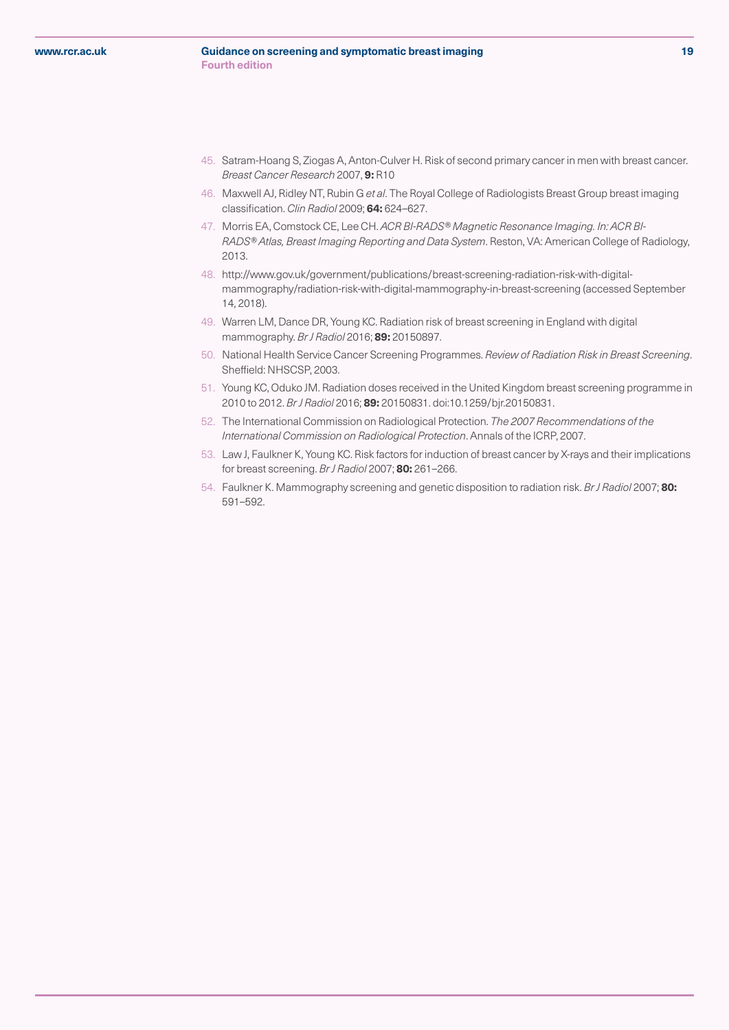45. Satram-Hoang S, Ziogas A, Anton-Culver H. Risk of second primary cancer in men with breast cancer. *Breast Cancer Research* 2007, **9:** R10
46. Maxwell AJ, Ridley NT, Rubin G *et al*. The Royal College of Radiologists Breast Group breast imaging classification. *Clin Radiol* 2009; **64:** 624–627.
47. Morris EA, Comstock CE, Lee CH. *ACR BI-RADS® Magnetic Resonance Imaging. In: ACR BI-RADS® Atlas, Breast Imaging Reporting and Data System*. Reston, VA: American College of Radiology, 2013.
48. http://www.gov.uk/government/publications/breast-screening-radiation-risk-with-digital-mammography/radiation-risk-with-digital-mammography-in-breast-screening (accessed September 14, 2018).
49. Warren LM, Dance DR, Young KC. Radiation risk of breast screening in England with digital mammography. *Br J Radiol* 2016; **89:** 20150897.
50. National Health Service Cancer Screening Programmes. *Review of Radiation Risk in Breast Screening*. Sheffield: NHSCSP, 2003.
51. Young KC, Oduko JM. Radiation doses received in the United Kingdom breast screening programme in 2010 to 2012. *Br J Radiol* 2016; **89:** 20150831. doi:10.1259/bjr.20150831.
52. The International Commission on Radiological Protection. *The 2007 Recommendations of the International Commission on Radiological Protection*. Annals of the ICRP, 2007.
53. Law J, Faulkner K, Young KC. Risk factors for induction of breast cancer by X-rays and their implications for breast screening. *Br J Radiol* 2007; **80:** 261–266.
54. Faulkner K. Mammography screening and genetic disposition to radiation risk. *Br J Radiol* 2007; **80:** 591–592.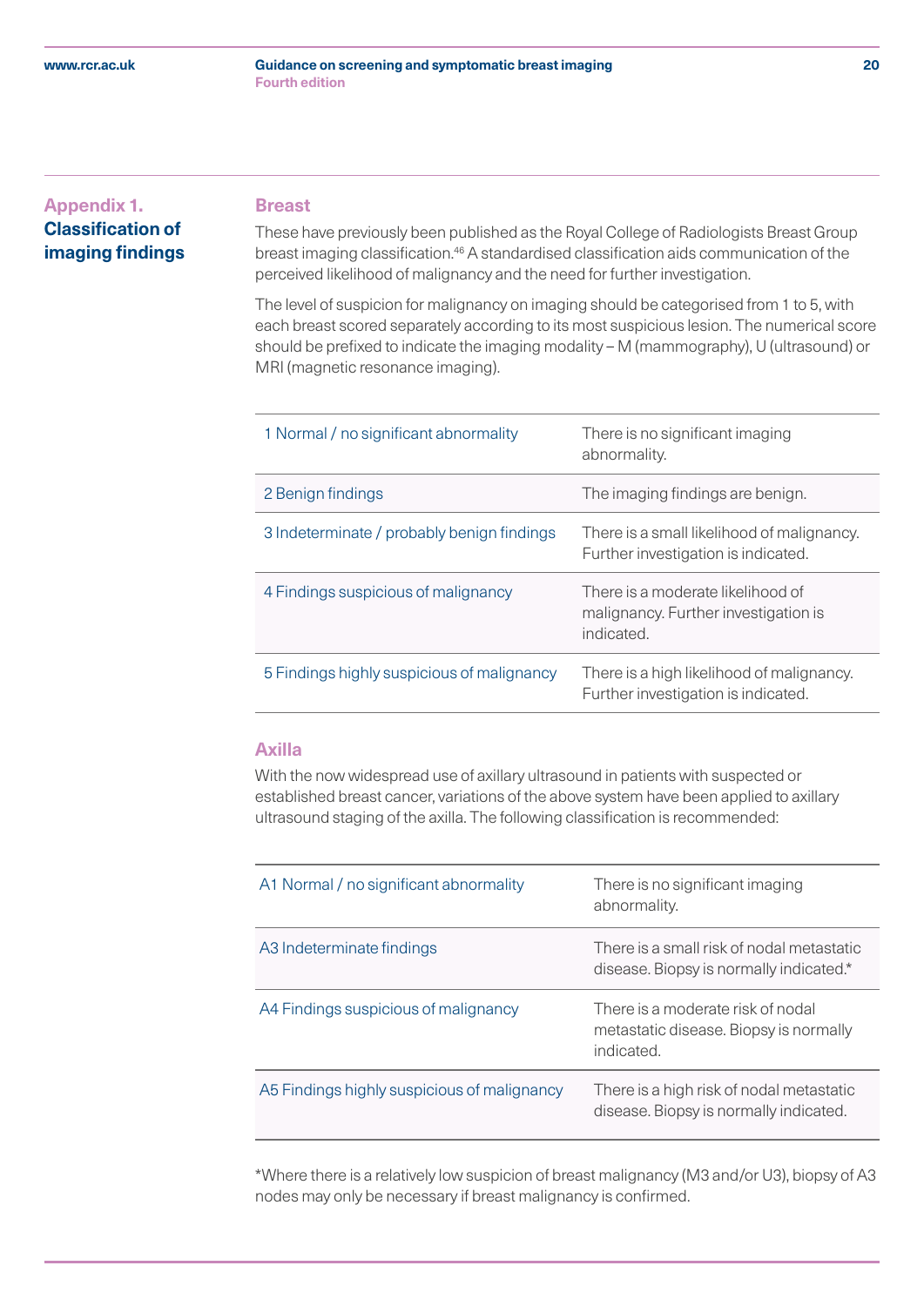## Appendix 1. Classification of imaging findings

### Breast

These have previously been published as the Royal College of Radiologists Breast Group breast imaging classification.[46] A standardised classification aids communication of the perceived likelihood of malignancy and the need for further investigation.

The level of suspicion for malignancy on imaging should be categorised from 1 to 5, with each breast scored separately according to its most suspicious lesion. The numerical score should be prefixed to indicate the imaging modality – M (mammography), U (ultrasound) or MRI (magnetic resonance imaging).

| | |
|---|---|
| 1 Normal / no significant abnormality | There is no significant imaging abnormality. |
| 2 Benign findings | The imaging findings are benign. |
| 3 Indeterminate / probably benign findings | There is a small likelihood of malignancy. Further investigation is indicated. |
| 4 Findings suspicious of malignancy | There is a moderate likelihood of malignancy. Further investigation is indicated. |
| 5 Findings highly suspicious of malignancy | There is a high likelihood of malignancy. Further investigation is indicated. |

### Axilla

With the now widespread use of axillary ultrasound in patients with suspected or established breast cancer, variations of the above system have been applied to axillary ultrasound staging of the axilla. The following classification is recommended:

| | |
|---|---|
| A1 Normal / no significant abnormality | There is no significant imaging abnormality. |
| A3 Indeterminate findings | There is a small risk of nodal metastatic disease. Biopsy is normally indicated.* |
| A4 Findings suspicious of malignancy | There is a moderate risk of nodal metastatic disease. Biopsy is normally indicated. |
| A5 Findings highly suspicious of malignancy | There is a high risk of nodal metastatic disease. Biopsy is normally indicated. |

*Where there is a relatively low suspicion of breast malignancy (M3 and/or U3), biopsy of A3 nodes may only be necessary if breast malignancy is confirmed.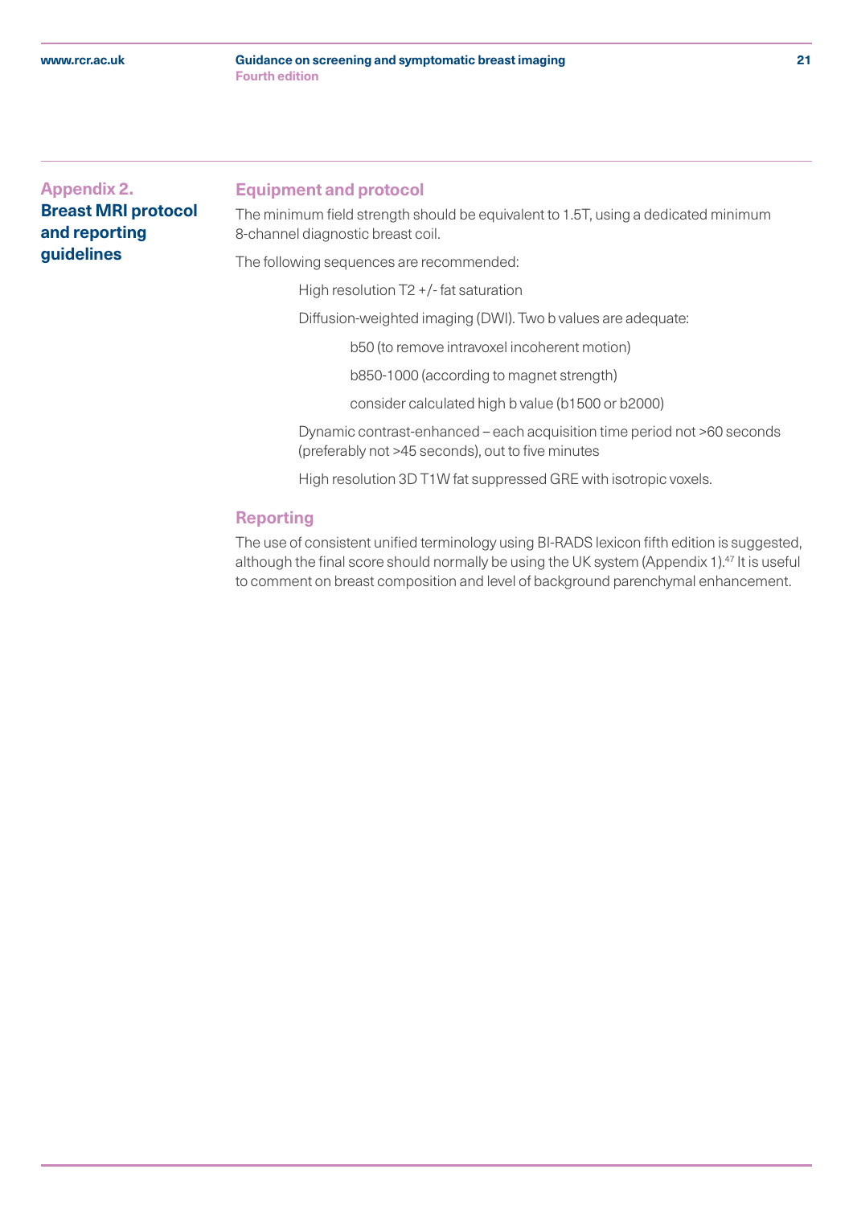## Appendix 2. Breast MRI protocol and reporting guidelines

### Equipment and protocol

The minimum field strength should be equivalent to 1.5T, using a dedicated minimum 8-channel diagnostic breast coil.

The following sequences are recommended:

- High resolution T2 +/- fat saturation
- Diffusion-weighted imaging (DWI). Two b values are adequate:
  - b50 (to remove intravoxel incoherent motion)
  - b850-1000 (according to magnet strength)
  - consider calculated high b value (b1500 or b2000)
- Dynamic contrast-enhanced – each acquisition time period not >60 seconds (preferably not >45 seconds), out to five minutes
- High resolution 3D T1W fat suppressed GRE with isotropic voxels.

### Reporting

The use of consistent unified terminology using BI-RADS lexicon fifth edition is suggested, although the final score should normally be using the UK system (Appendix 1).[47] It is useful to comment on breast composition and level of background parenchymal enhancement.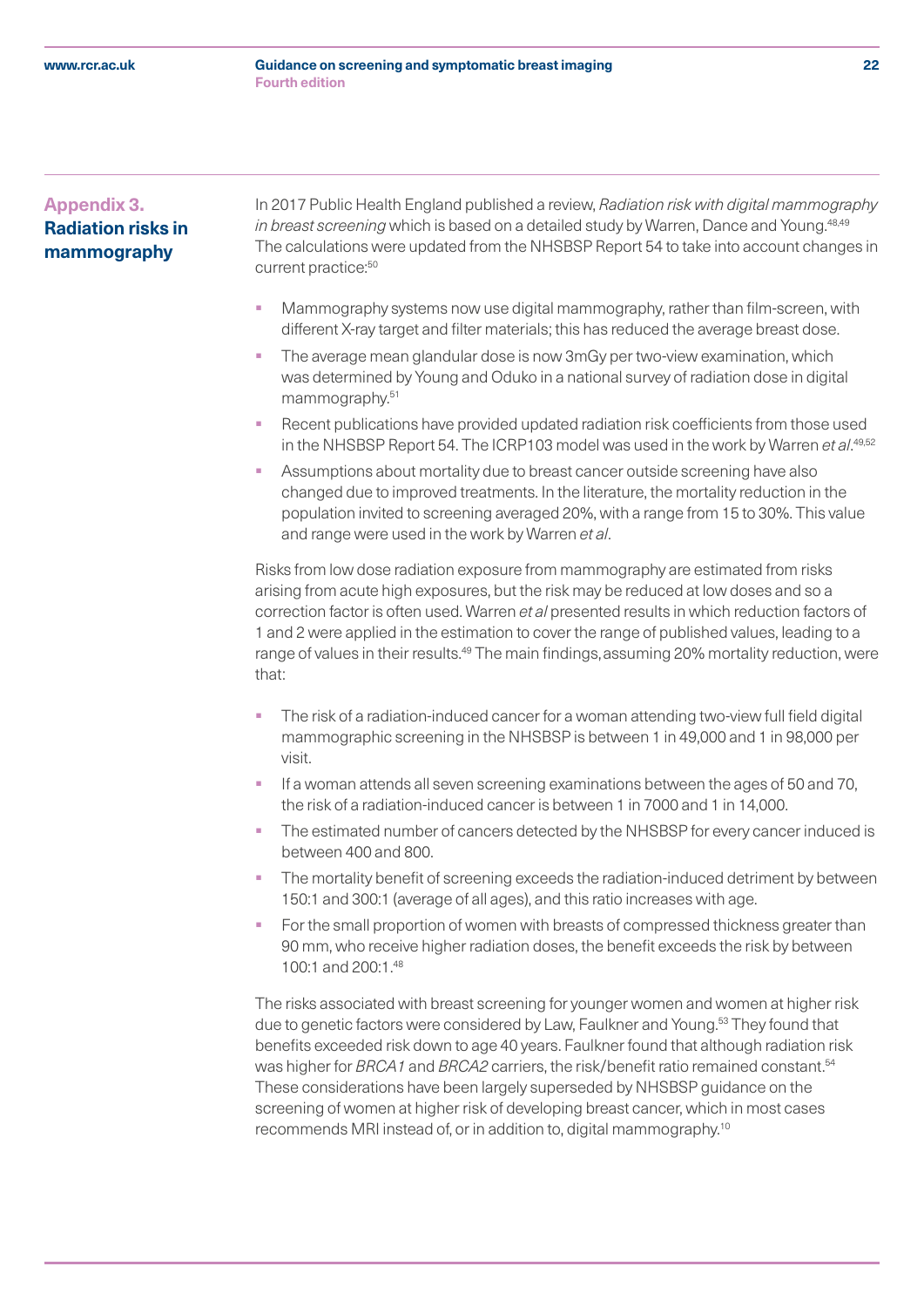## Appendix 3. Radiation risks in mammography

In 2017 Public Health England published a review, *Radiation risk with digital mammography in breast screening* which is based on a detailed study by Warren, Dance and Young.[48,49] The calculations were updated from the NHSBSP Report 54 to take into account changes in current practice:[50]

- Mammography systems now use digital mammography, rather than film-screen, with different X-ray target and filter materials; this has reduced the average breast dose.
- The average mean glandular dose is now 3mGy per two-view examination, which was determined by Young and Oduko in a national survey of radiation dose in digital mammography.[51]
- Recent publications have provided updated radiation risk coefficients from those used in the NHSBSP Report 54. The ICRP103 model was used in the work by Warren *et al*.[49,52]
- Assumptions about mortality due to breast cancer outside screening have also changed due to improved treatments. In the literature, the mortality reduction in the population invited to screening averaged 20%, with a range from 15 to 30%. This value and range were used in the work by Warren *et al*.

Risks from low dose radiation exposure from mammography are estimated from risks arising from acute high exposures, but the risk may be reduced at low doses and so a correction factor is often used. Warren *et al* presented results in which reduction factors of 1 and 2 were applied in the estimation to cover the range of published values, leading to a range of values in their results.[49] The main findings, assuming 20% mortality reduction, were that:

- The risk of a radiation-induced cancer for a woman attending two-view full field digital mammographic screening in the NHSBSP is between 1 in 49,000 and 1 in 98,000 per visit.
- If a woman attends all seven screening examinations between the ages of 50 and 70, the risk of a radiation-induced cancer is between 1 in 7000 and 1 in 14,000.
- The estimated number of cancers detected by the NHSBSP for every cancer induced is between 400 and 800.
- The mortality benefit of screening exceeds the radiation-induced detriment by between 150:1 and 300:1 (average of all ages), and this ratio increases with age.
- For the small proportion of women with breasts of compressed thickness greater than 90 mm, who receive higher radiation doses, the benefit exceeds the risk by between 100:1 and 200:1.[48]

The risks associated with breast screening for younger women and women at higher risk due to genetic factors were considered by Law, Faulkner and Young.[53] They found that benefits exceeded risk down to age 40 years. Faulkner found that although radiation risk was higher for *BRCA1* and *BRCA2* carriers, the risk/benefit ratio remained constant.[54] These considerations have been largely superseded by NHSBSP guidance on the screening of women at higher risk of developing breast cancer, which in most cases recommends MRI instead of, or in addition to, digital mammography.[10]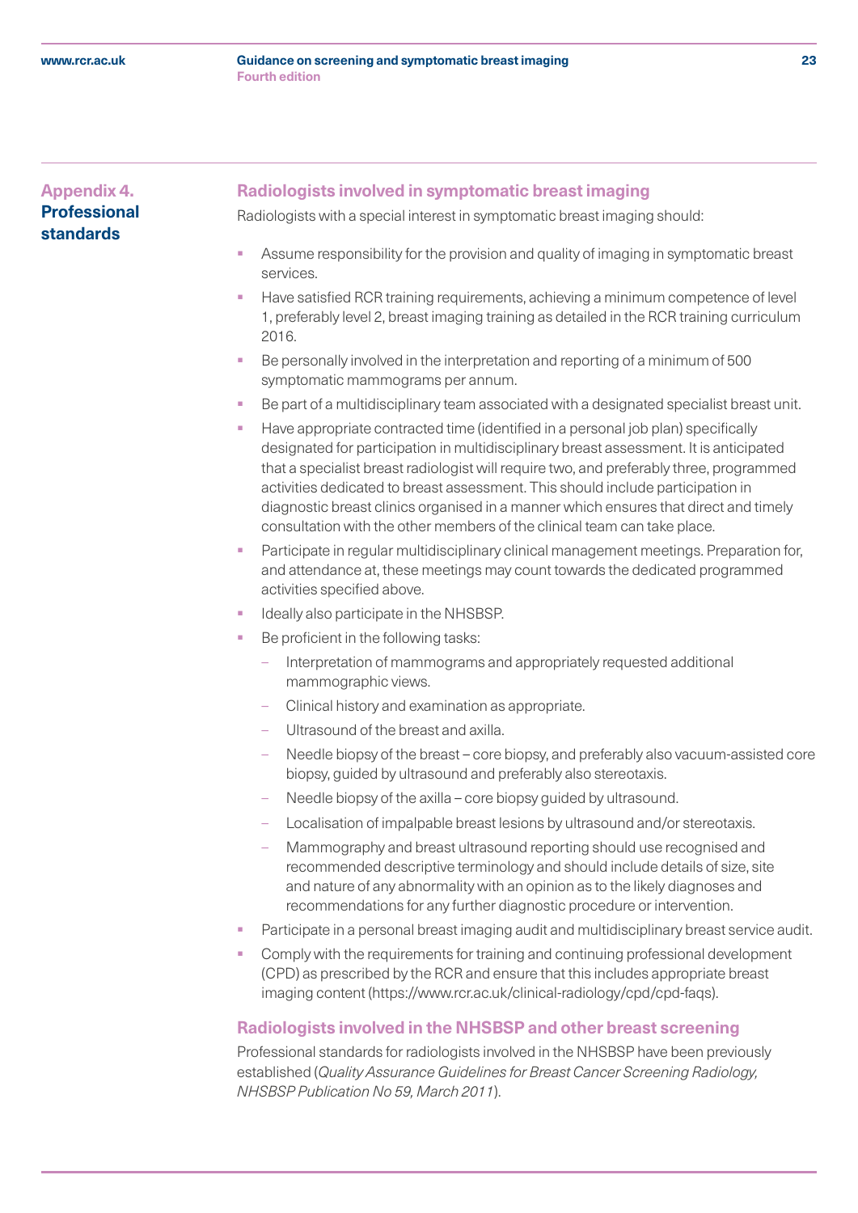## Appendix 4. Professional standards

### Radiologists involved in symptomatic breast imaging

Radiologists with a special interest in symptomatic breast imaging should:

- Assume responsibility for the provision and quality of imaging in symptomatic breast services.
- Have satisfied RCR training requirements, achieving a minimum competence of level 1, preferably level 2, breast imaging training as detailed in the RCR training curriculum 2016.
- Be personally involved in the interpretation and reporting of a minimum of 500 symptomatic mammograms per annum.
- Be part of a multidisciplinary team associated with a designated specialist breast unit.
- Have appropriate contracted time (identified in a personal job plan) specifically designated for participation in multidisciplinary breast assessment. It is anticipated that a specialist breast radiologist will require two, and preferably three, programmed activities dedicated to breast assessment. This should include participation in diagnostic breast clinics organised in a manner which ensures that direct and timely consultation with the other members of the clinical team can take place.
- Participate in regular multidisciplinary clinical management meetings. Preparation for, and attendance at, these meetings may count towards the dedicated programmed activities specified above.
- Ideally also participate in the NHSBSP.
- Be proficient in the following tasks:
  - Interpretation of mammograms and appropriately requested additional mammographic views.
  - Clinical history and examination as appropriate.
  - Ultrasound of the breast and axilla.
  - Needle biopsy of the breast – core biopsy, and preferably also vacuum-assisted core biopsy, guided by ultrasound and preferably also stereotaxis.
  - Needle biopsy of the axilla – core biopsy guided by ultrasound.
  - Localisation of impalpable breast lesions by ultrasound and/or stereotaxis.
  - Mammography and breast ultrasound reporting should use recognised and recommended descriptive terminology and should include details of size, site and nature of any abnormality with an opinion as to the likely diagnoses and recommendations for any further diagnostic procedure or intervention.
- Participate in a personal breast imaging audit and multidisciplinary breast service audit.
- Comply with the requirements for training and continuing professional development (CPD) as prescribed by the RCR and ensure that this includes appropriate breast imaging content (https://www.rcr.ac.uk/clinical-radiology/cpd/cpd-faqs).

### Radiologists involved in the NHSBSP and other breast screening

Professional standards for radiologists involved in the NHSBSP have been previously established (*Quality Assurance Guidelines for Breast Cancer Screening Radiology, NHSBSP Publication No 59, March 2011*).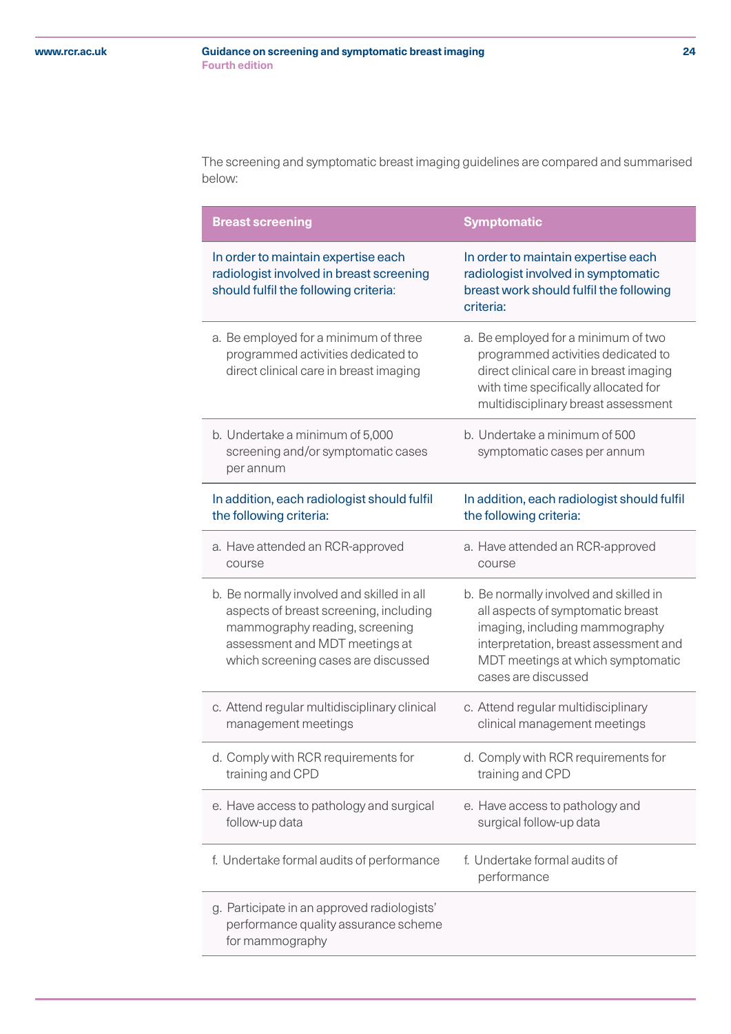The screening and symptomatic breast imaging guidelines are compared and summarised below:

| Breast screening | Symptomatic |
|---|---|
| In order to maintain expertise each radiologist involved in breast screening should fulfil the following criteria: | In order to maintain expertise each radiologist involved in symptomatic breast work should fulfil the following criteria: |
| a. Be employed for a minimum of three programmed activities dedicated to direct clinical care in breast imaging | a. Be employed for a minimum of two programmed activities dedicated to direct clinical care in breast imaging with time specifically allocated for multidisciplinary breast assessment |
| b. Undertake a minimum of 5,000 screening and/or symptomatic cases per annum | b. Undertake a minimum of 500 symptomatic cases per annum |
| In addition, each radiologist should fulfil the following criteria: | In addition, each radiologist should fulfil the following criteria: |
| a. Have attended an RCR-approved course | a. Have attended an RCR-approved course |
| b. Be normally involved and skilled in all aspects of breast screening, including mammography reading, screening assessment and MDT meetings at which screening cases are discussed | b. Be normally involved and skilled in all aspects of symptomatic breast imaging, including mammography interpretation, breast assessment and MDT meetings at which symptomatic cases are discussed |
| c. Attend regular multidisciplinary clinical management meetings | c. Attend regular multidisciplinary clinical management meetings |
| d. Comply with RCR requirements for training and CPD | d. Comply with RCR requirements for training and CPD |
| e. Have access to pathology and surgical follow-up data | e. Have access to pathology and surgical follow-up data |
| f. Undertake formal audits of performance | f. Undertake formal audits of performance |
| g. Participate in an approved radiologists' performance quality assurance scheme for mammography | |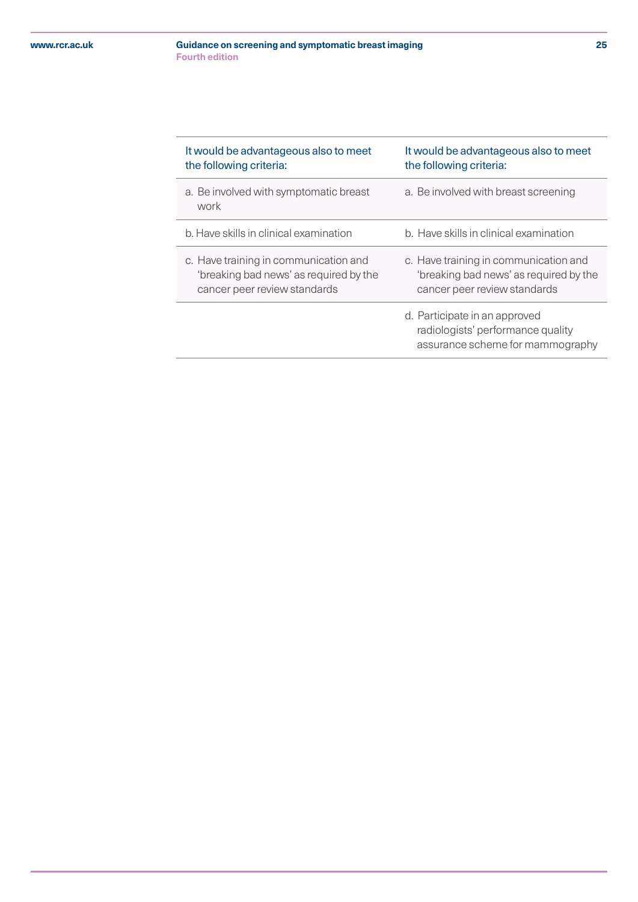| It would be advantageous also to meet the following criteria: | It would be advantageous also to meet the following criteria: |
| --- | --- |
| a. Be involved with symptomatic breast work | a. Be involved with breast screening |
| b. Have skills in clinical examination | b. Have skills in clinical examination |
| c. Have training in communication and 'breaking bad news' as required by the cancer peer review standards | c. Have training in communication and 'breaking bad news' as required by the cancer peer review standards |
| | d. Participate in an approved radiologists' performance quality assurance scheme for mammography |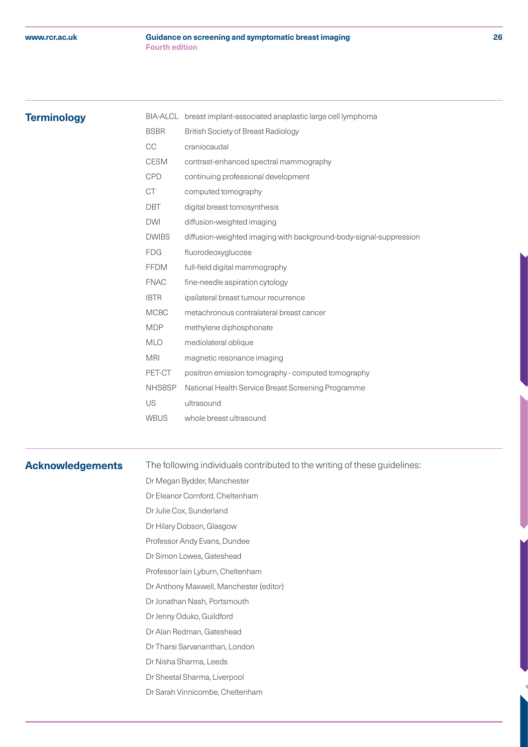## Terminology

| | |
|---|---|
| BIA-ALCL | breast implant-associated anaplastic large cell lymphoma |
| BSBR | British Society of Breast Radiology |
| CC | craniocaudal |
| CESM | contrast-enhanced spectral mammography |
| CPD | continuing professional development |
| CT | computed tomography |
| DBT | digital breast tomosynthesis |
| DWI | diffusion-weighted imaging |
| DWIBS | diffusion-weighted imaging with background-body-signal-suppression |
| FDG | fluorodeoxyglucose |
| FFDM | full-field digital mammography |
| FNAC | fine-needle aspiration cytology |
| IBTR | ipsilateral breast tumour recurrence |
| MCBC | metachronous contralateral breast cancer |
| MDP | methylene diphosphonate |
| MLO | mediolateral oblique |
| MRI | magnetic resonance imaging |
| PET-CT | positron emission tomography - computed tomography |
| NHSBSP | National Health Service Breast Screening Programme |
| US | ultrasound |
| WBUS | whole breast ultrasound |

## Acknowledgements

The following individuals contributed to the writing of these guidelines:

Dr Megan Bydder, Manchester
Dr Eleanor Cornford, Cheltenham
Dr Julie Cox, Sunderland
Dr Hilary Dobson, Glasgow
Professor Andy Evans, Dundee
Dr Simon Lowes, Gateshead
Professor Iain Lyburn, Cheltenham
Dr Anthony Maxwell, Manchester (editor)
Dr Jonathan Nash, Portsmouth
Dr Jenny Oduko, Guildford
Dr Alan Redman, Gateshead
Dr Tharsi Sarvananthan, London
Dr Nisha Sharma, Leeds
Dr Sheetal Sharma, Liverpool
Dr Sarah Vinnicombe, Cheltenham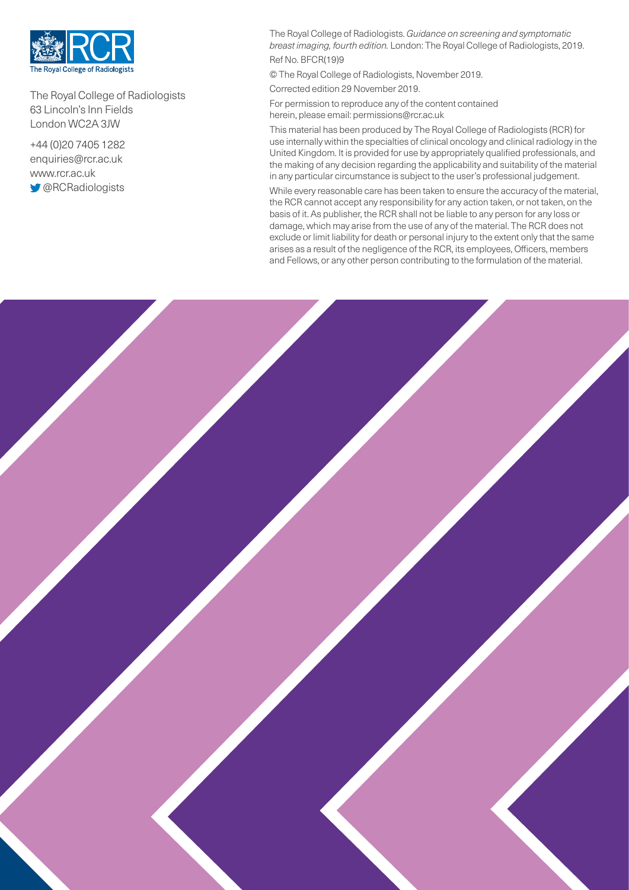The Royal College of Radiologists
63 Lincoln's Inn Fields
London WC2A 3JW

+44 (0)20 7405 1282
enquiries@rcr.ac.uk
www.rcr.ac.uk
@RCRadiologists

The Royal College of Radiologists. *Guidance on screening and symptomatic breast imaging, fourth edition.* London: The Royal College of Radiologists, 2019.

Ref No. BFCR(19)9

© The Royal College of Radiologists, November 2019.

Corrected edition 29 November 2019.

For permission to reproduce any of the content contained herein, please email: permissions@rcr.ac.uk

This material has been produced by The Royal College of Radiologists (RCR) for use internally within the specialties of clinical oncology and clinical radiology in the United Kingdom. It is provided for use by appropriately qualified professionals, and the making of any decision regarding the applicability and suitability of the material in any particular circumstance is subject to the user's professional judgement.

While every reasonable care has been taken to ensure the accuracy of the material, the RCR cannot accept any responsibility for any action taken, or not taken, on the basis of it. As publisher, the RCR shall not be liable to any person for any loss or damage, which may arise from the use of any of the material. The RCR does not exclude or limit liability for death or personal injury to the extent only that the same arises as a result of the negligence of the RCR, its employees, Officers, members and Fellows, or any other person contributing to the formulation of the material.